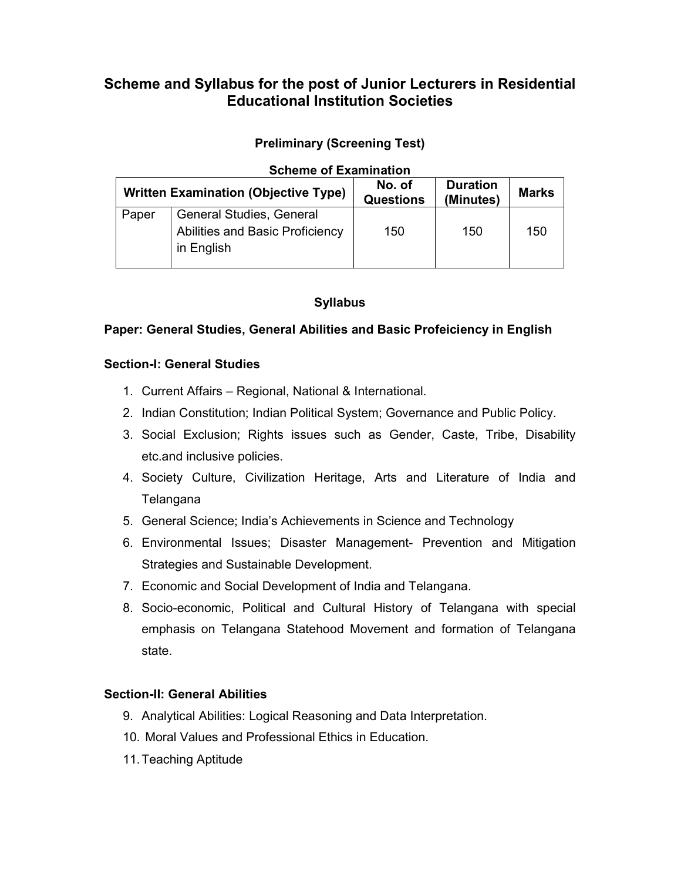# Scheme and Syllabus for the post of Junior Lecturers in Residential Educational Institution Societies

## Preliminary (Screening Test)

### Scheme of Examination

| Written Examination (Objective Type) | | No. of Questions | Duration (Minutes) | Marks |
|---|---|---|---|---|
| Paper | General Studies, General Abilities and Basic Proficiency in English | 150 | 150 | 150 |

### Syllabus

**Paper: General Studies, General Abilities and Basic Profeiciency in English**

**Section-I: General Studies**

1. Current Affairs – Regional, National & International.
2. Indian Constitution; Indian Political System; Governance and Public Policy.
3. Social Exclusion; Rights issues such as Gender, Caste, Tribe, Disability etc.and inclusive policies.
4. Society Culture, Civilization Heritage, Arts and Literature of India and Telangana
5. General Science; India's Achievements in Science and Technology
6. Environmental Issues; Disaster Management- Prevention and Mitigation Strategies and Sustainable Development.
7. Economic and Social Development of India and Telangana.
8. Socio-economic, Political and Cultural History of Telangana with special emphasis on Telangana Statehood Movement and formation of Telangana state.

**Section-II: General Abilities**

9. Analytical Abilities: Logical Reasoning and Data Interpretation.
10. Moral Values and Professional Ethics in Education.
11. Teaching Aptitude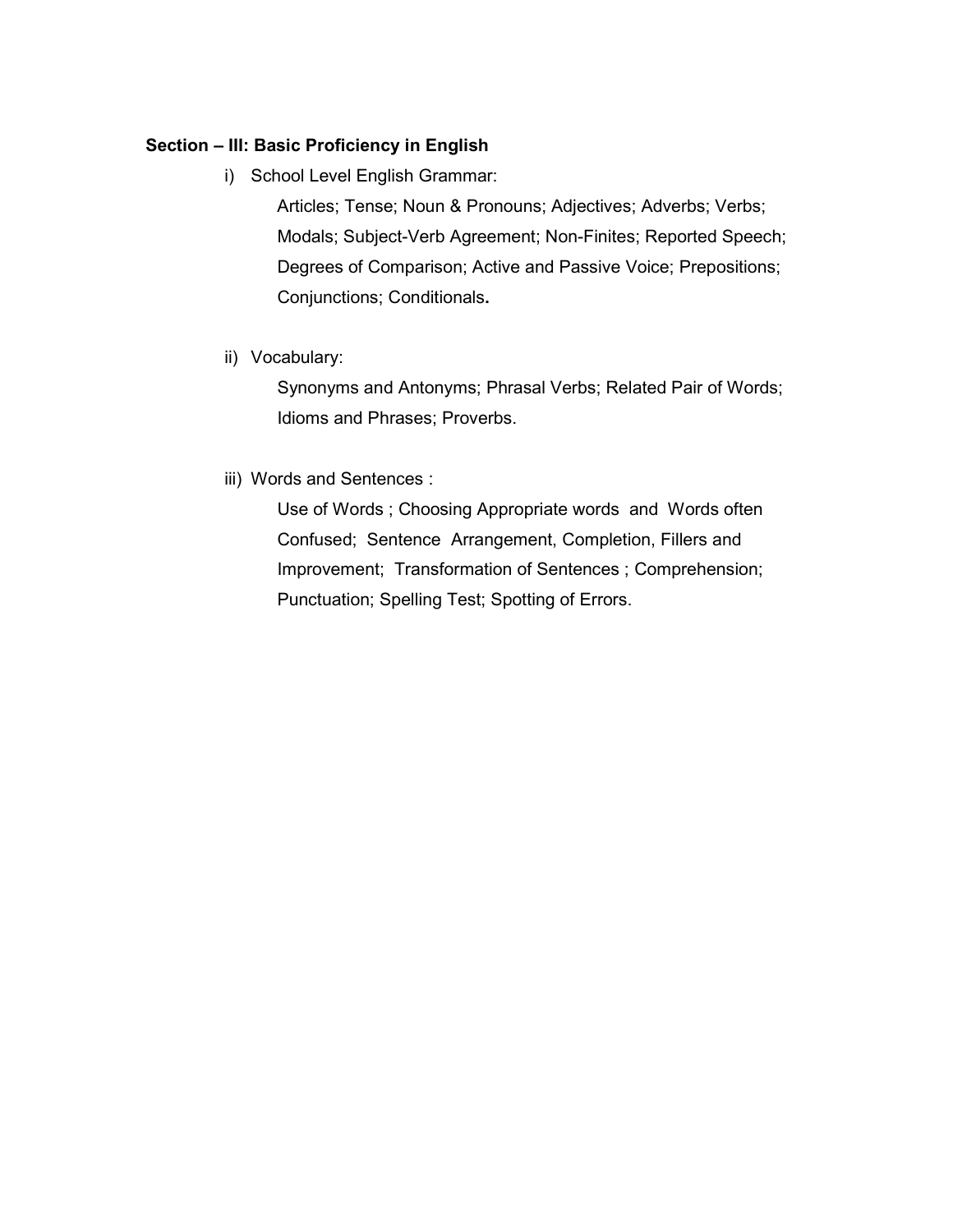**Section – III: Basic Proficiency in English**

i) School Level English Grammar:

Articles; Tense; Noun & Pronouns; Adjectives; Adverbs; Verbs; Modals; Subject-Verb Agreement; Non-Finites; Reported Speech; Degrees of Comparison; Active and Passive Voice; Prepositions; Conjunctions; Conditionals**.**

ii) Vocabulary:

Synonyms and Antonyms; Phrasal Verbs; Related Pair of Words; Idioms and Phrases; Proverbs.

iii) Words and Sentences :

Use of Words ; Choosing Appropriate words and Words often Confused; Sentence Arrangement, Completion, Fillers and Improvement; Transformation of Sentences ; Comprehension; Punctuation; Spelling Test; Spotting of Errors.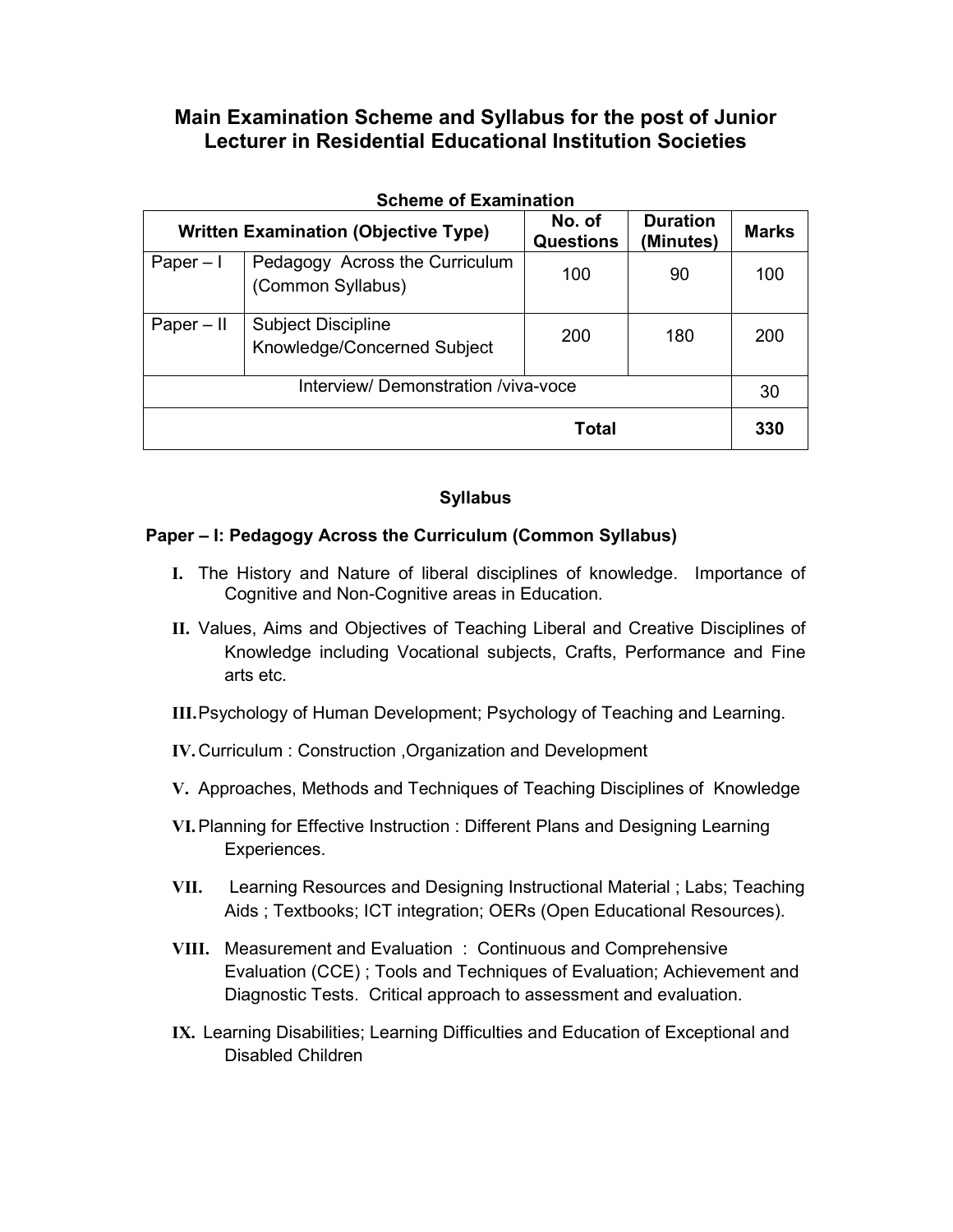# Main Examination Scheme and Syllabus for the post of Junior Lecturer in Residential Educational Institution Societies

**Scheme of Examination**

| Written Examination (Objective Type) | | No. of Questions | Duration (Minutes) | Marks |
|---|---|---|---|---|
| Paper – I | Pedagogy Across the Curriculum (Common Syllabus) | 100 | 90 | 100 |
| Paper – II | Subject Discipline Knowledge/Concerned Subject | 200 | 180 | 200 |
| Interview/ Demonstration /viva-voce | | | | 30 |
| **Total** | | | | **330** |

## Syllabus

### Paper – I: Pedagogy Across the Curriculum (Common Syllabus)

**I.** The History and Nature of liberal disciplines of knowledge. Importance of Cognitive and Non-Cognitive areas in Education.

**II.** Values, Aims and Objectives of Teaching Liberal and Creative Disciplines of Knowledge including Vocational subjects, Crafts, Performance and Fine arts etc.

**III.** Psychology of Human Development; Psychology of Teaching and Learning.

**IV.** Curriculum : Construction ,Organization and Development

**V.** Approaches, Methods and Techniques of Teaching Disciplines of Knowledge

**VI.** Planning for Effective Instruction : Different Plans and Designing Learning Experiences.

**VII.** Learning Resources and Designing Instructional Material ; Labs; Teaching Aids ; Textbooks; ICT integration; OERs (Open Educational Resources).

**VIII.** Measurement and Evaluation : Continuous and Comprehensive Evaluation (CCE) ; Tools and Techniques of Evaluation; Achievement and Diagnostic Tests. Critical approach to assessment and evaluation.

**IX.** Learning Disabilities; Learning Difficulties and Education of Exceptional and Disabled Children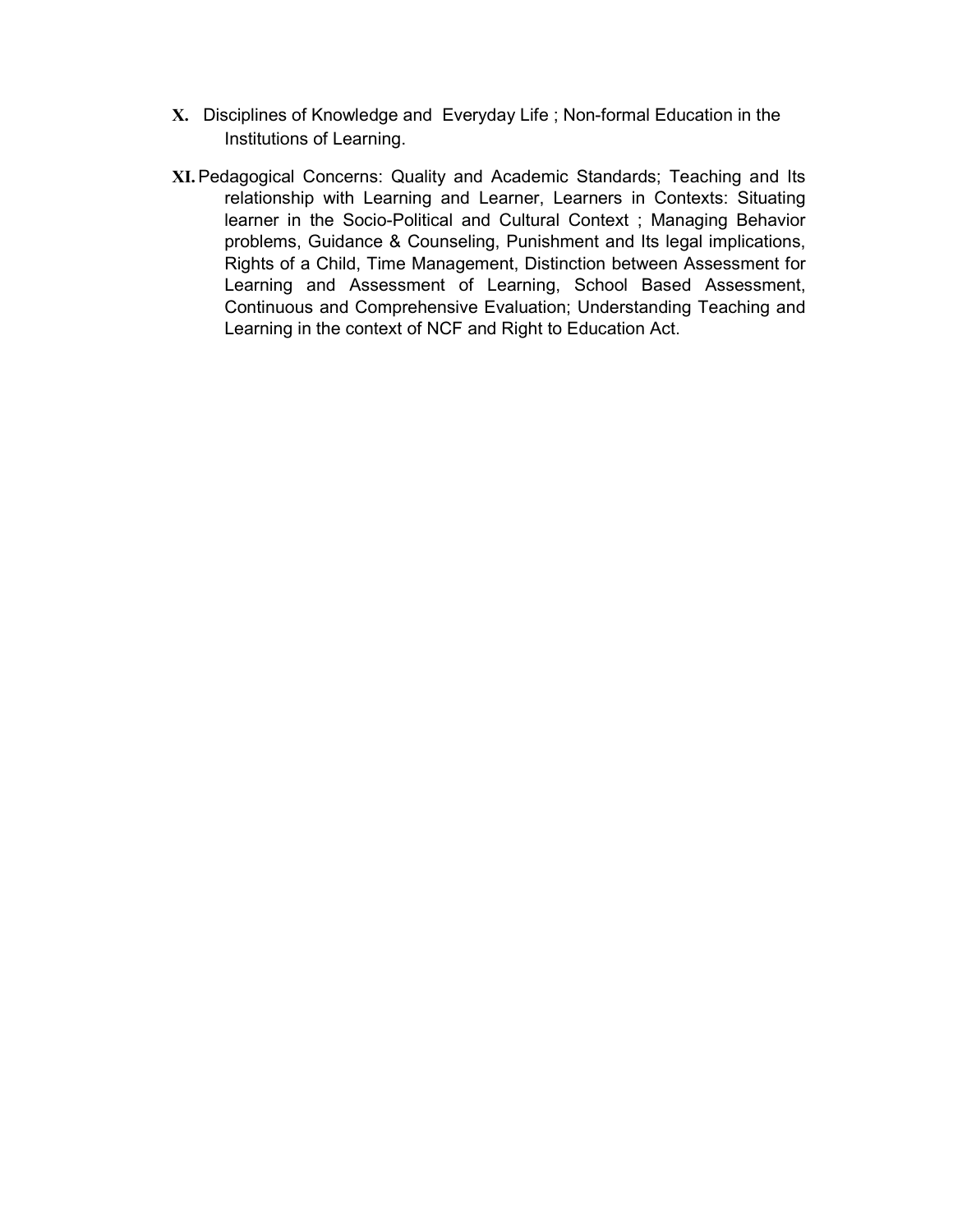**X.** Disciplines of Knowledge and Everyday Life ; Non-formal Education in the Institutions of Learning.

**XI.** Pedagogical Concerns: Quality and Academic Standards; Teaching and Its relationship with Learning and Learner, Learners in Contexts: Situating learner in the Socio-Political and Cultural Context ; Managing Behavior problems, Guidance & Counseling, Punishment and Its legal implications, Rights of a Child, Time Management, Distinction between Assessment for Learning and Assessment of Learning, School Based Assessment, Continuous and Comprehensive Evaluation; Understanding Teaching and Learning in the context of NCF and Right to Education Act.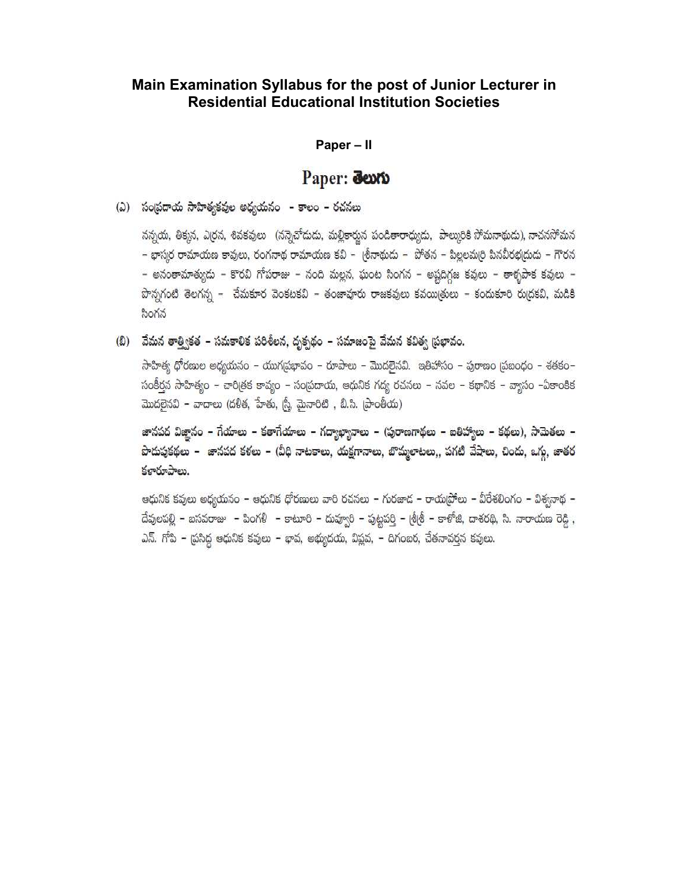# Main Examination Syllabus for the post of Junior Lecturer in Residential Educational Institution Societies

## Paper – II

## Paper: తెలుగు

**(ఎ) సంప్రదాయ సాహిత్యకవుల అధ్యయనం - కాలం - రచనలు**

నన్నయ, తిక్కన, ఎర్రన, శివకవులు (నన్నెచోడుడు, మల్లికార్జున పండితారాధ్యుడు, పాల్కురికి సోమనాథుడు), నాచనసోమన - భాస్కర రామాయణ కవులు, రంగనాథ రామాయణ కవి - శ్రీనాథుడు - పోతన - పిల్లలమర్రి పినవీరభద్రుడు - గౌరన - అనంతామాత్యుడు - కొరవి గోపరాజు - నంది మల్లన, ఘంట సింగన - అష్టదిగ్గజ కవులు - తాళ్ళపాక కవులు - పొన్నగంటి తెలగన్న - చేమకూర వెంకటకవి - తంజావూరు రాజకవులు కవయిత్రులు - కందుకూరి రుద్రకవి, మడికి సింగన

**(బి) వేమన తాత్త్వికత - సమకాలిక పరిశీలన, దృక్పథం - సమాజంపై వేమన కవిత్వ ప్రభావం.**

సాహిత్య ధోరణుల అధ్యయనం - యుగప్రభావం - రూపాలు - మొదలైనవి. ఇతిహాసం - పురాణం ప్రబంధం - శతకం- సంకీర్తన సాహిత్యం - చారిత్రక కావ్యం - సంప్రదాయ, ఆధునిక గద్య రచనలు - నవల - కథానిక - వ్యాసం -ఏకాంకిక మొదలైనవి - వాదాలు (దళిత, హేతు, స్త్రీ మైనారిటి , బి.సి. ప్రాంతీయ)

**జానపద విజ్ఞానం - గేయాలు - కథాగేయాలు - గద్యాఖ్యానాలు - (పురాణగాథలు - ఐతిహ్యాలు - కథలు), సామెతలు - పొడుపుకథలు - జానపద కళలు - (వీధి నాటకాలు, యక్షగానాలు, బొమ్మలాటలు,, పగటి వేషాలు, చిందు, ఒగ్గు, జాతర కళారూపాలు.**

ఆధునిక కవులు అధ్యయనం - ఆధునిక ధోరణులు వారి రచనలు - గురజాడ - రాయప్రోలు - వీరేశలింగం - విశ్వనాథ - దేవులపల్లి - బసవరాజు - పింగళి - కాటూరి - దువ్వూరి - పుట్టపర్తి - శ్రీశ్రీ - కాళోజీ, దాశరథి, సి. నారాయణ రెడ్డి , ఎన్. గోపి - ప్రసిద్ధ ఆధునిక కవులు - భావ, అభ్యుదయ, విప్లవ, - దిగంబర, చేతనావర్తన కవులు.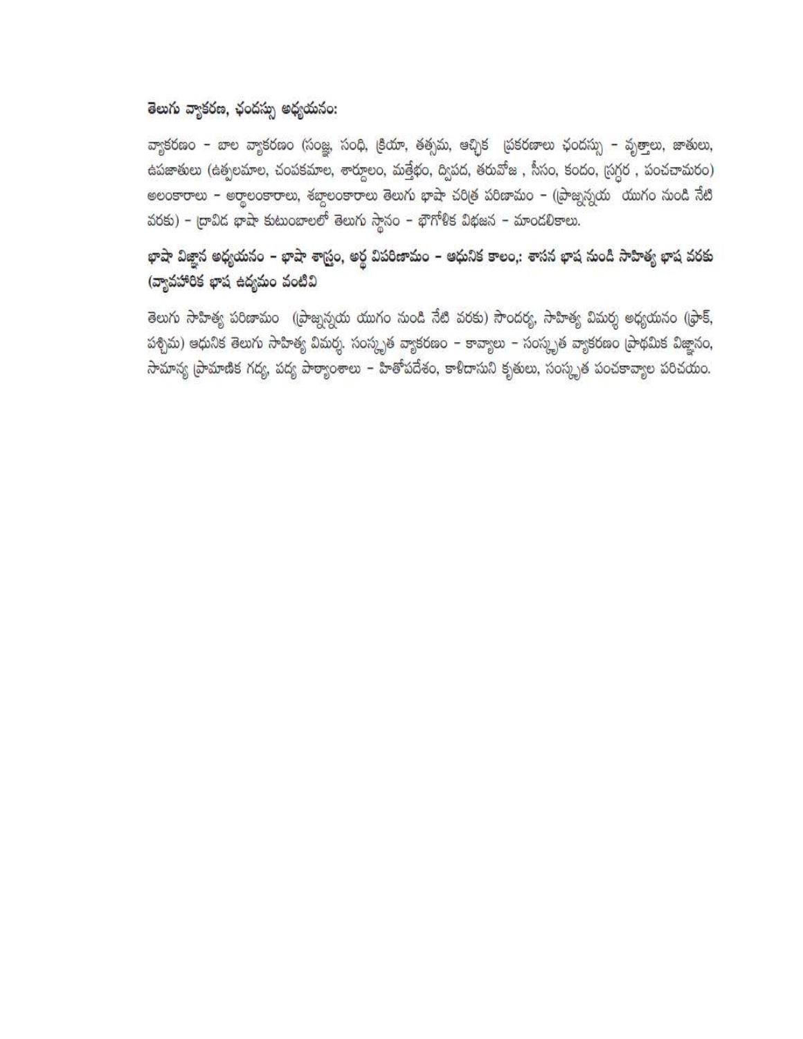**తెలుగు వ్యాకరణ, ఛందస్సు అధ్యయనం:**

వ్యాకరణం - బాల వ్యాకరణం (సంజ్ఞ, సంధి, క్రియా, తత్సమ, ఆచ్ఛిక ప్రకరణాలు ఛందస్సు - వృత్తాలు, జాతులు, ఉపజాతులు (ఉత్పలమాల, చంపకమాల, శార్దూలం, మత్తేభం, ద్విపద, తరువోజ , సీసం, కందం, స్రగ్ధర , పంచచామరం) అలంకారాలు - అర్థాలంకారాలు, శబ్దాలంకారాలు తెలుగు భాషా చరిత్ర పరిణామం - (ప్రాఙ్నన్నయ యుగం నుండి నేటి వరకు) - ద్రావిడ భాషా కుటుంబాలలో తెలుగు స్థానం - భౌగోళిక విభజన - మాండలికాలు.

**భాషా విజ్ఞాన అధ్యయనం - భాషా శాస్త్రం, అర్థ విపరిణామం - ఆధునిక కాలం,: శాసన భాష నుండి సాహిత్య భాష వరకు (వ్యావహారిక భాష ఉద్యమం వంటివి**

తెలుగు సాహిత్య పరిణామం (ప్రాఙ్నన్నయ యుగం నుండి నేటి వరకు) సౌందర్య, సాహిత్య విమర్శ అధ్యయనం (ప్రాక్, పశ్చిమ) ఆధునిక తెలుగు సాహిత్య విమర్శ. సంస్కృత వ్యాకరణం - కావ్యాలు - సంస్కృత వ్యాకరణం ప్రాథమిక విజ్ఞానం, సామాన్య ప్రామాణిక గద్య, పద్య పాఠ్యాంశాలు - హితోపదేశం, కాళిదాసుని కృతులు, సంస్కృత పంచకావ్యాల పరిచయం.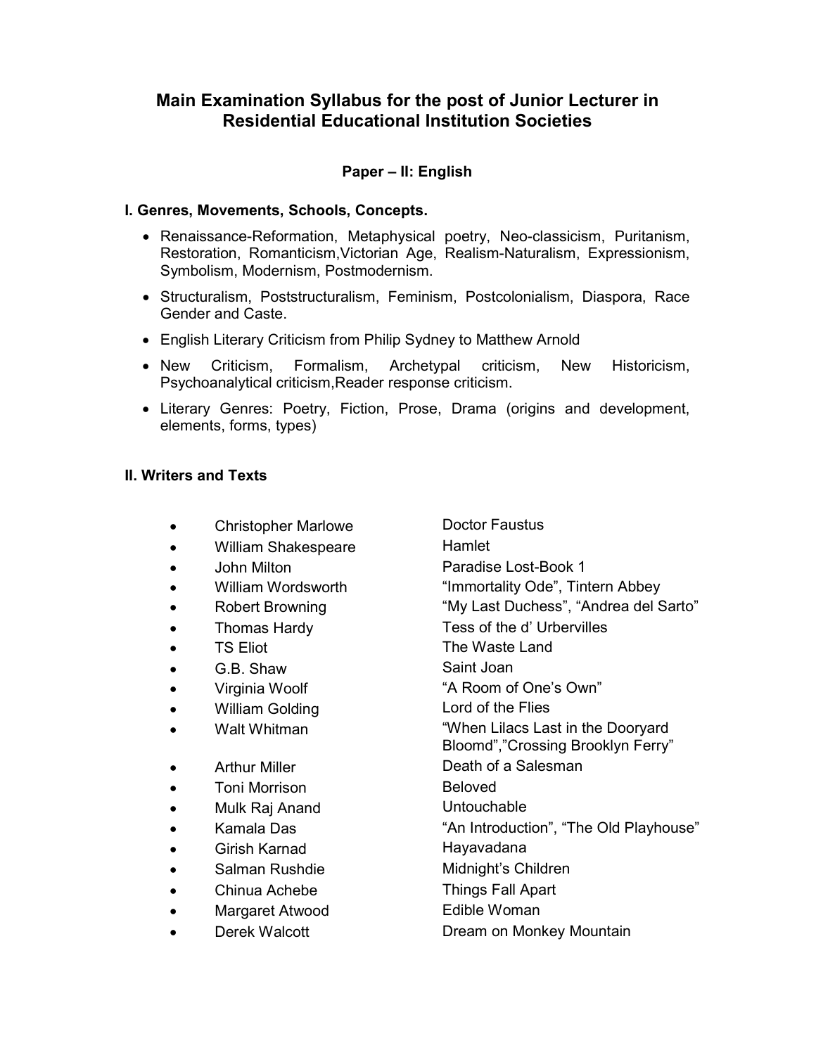# Main Examination Syllabus for the post of Junior Lecturer in Residential Educational Institution Societies

### Paper – II: English

#### I. Genres, Movements, Schools, Concepts.

- Renaissance-Reformation, Metaphysical poetry, Neo-classicism, Puritanism, Restoration, Romanticism,Victorian Age, Realism-Naturalism, Expressionism, Symbolism, Modernism, Postmodernism.
- Structuralism, Poststructuralism, Feminism, Postcolonialism, Diaspora, Race Gender and Caste.
- English Literary Criticism from Philip Sydney to Matthew Arnold
- New Criticism, Formalism, Archetypal criticism, New Historicism, Psychoanalytical criticism,Reader response criticism.
- Literary Genres: Poetry, Fiction, Prose, Drama (origins and development, elements, forms, types)

#### II. Writers and Texts

| Writer | Text |
|---|---|
| • Christopher Marlowe | Doctor Faustus |
| • William Shakespeare | Hamlet |
| • John Milton | Paradise Lost-Book 1 |
| • William Wordsworth | “Immortality Ode”, Tintern Abbey |
| • Robert Browning | “My Last Duchess”, “Andrea del Sarto” |
| • Thomas Hardy | Tess of the d’ Urbervilles |
| • TS Eliot | The Waste Land |
| • G.B. Shaw | Saint Joan |
| • Virginia Woolf | “A Room of One’s Own” |
| • William Golding | Lord of the Flies |
| • Walt Whitman | “When Lilacs Last in the Dooryard Bloomd”,”Crossing Brooklyn Ferry” |
| • Arthur Miller | Death of a Salesman |
| • Toni Morrison | Beloved |
| • Mulk Raj Anand | Untouchable |
| • Kamala Das | “An Introduction”, “The Old Playhouse” |
| • Girish Karnad | Hayavadana |
| • Salman Rushdie | Midnight’s Children |
| • Chinua Achebe | Things Fall Apart |
| • Margaret Atwood | Edible Woman |
| • Derek Walcott | Dream on Monkey Mountain |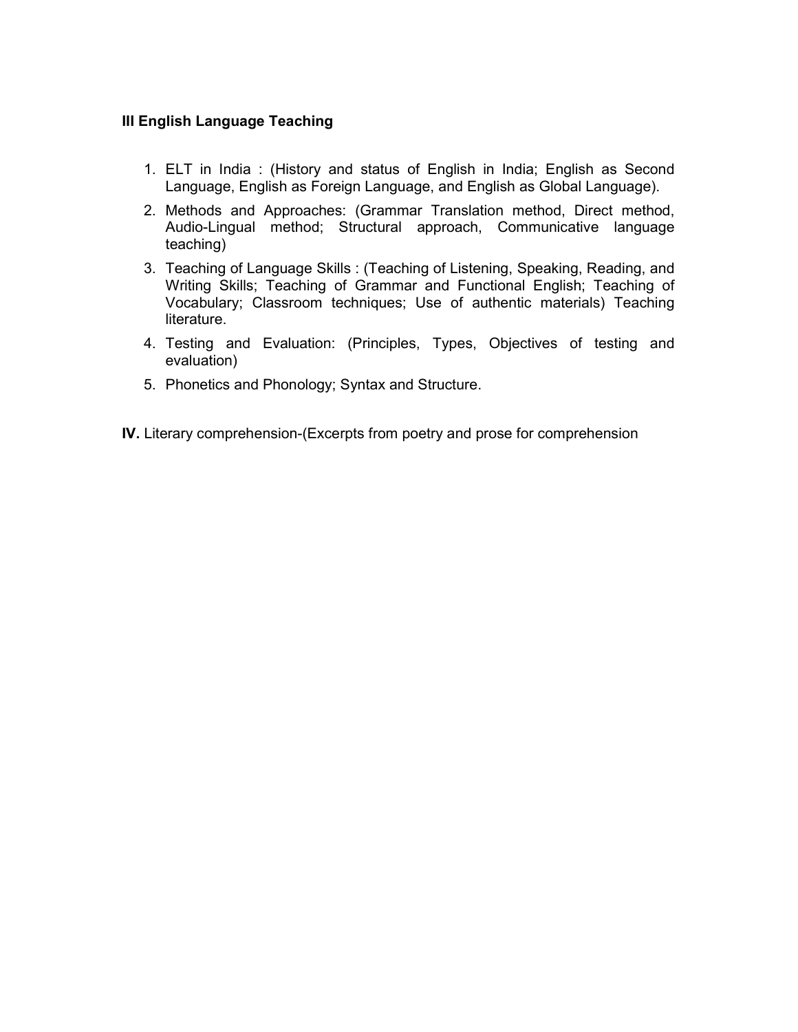**III English Language Teaching**

1. ELT in India : (History and status of English in India; English as Second Language, English as Foreign Language, and English as Global Language).
2. Methods and Approaches: (Grammar Translation method, Direct method, Audio-Lingual method; Structural approach, Communicative language teaching)
3. Teaching of Language Skills : (Teaching of Listening, Speaking, Reading, and Writing Skills; Teaching of Grammar and Functional English; Teaching of Vocabulary; Classroom techniques; Use of authentic materials) Teaching literature.
4. Testing and Evaluation: (Principles, Types, Objectives of testing and evaluation)
5. Phonetics and Phonology; Syntax and Structure.

**IV.** Literary comprehension-(Excerpts from poetry and prose for comprehension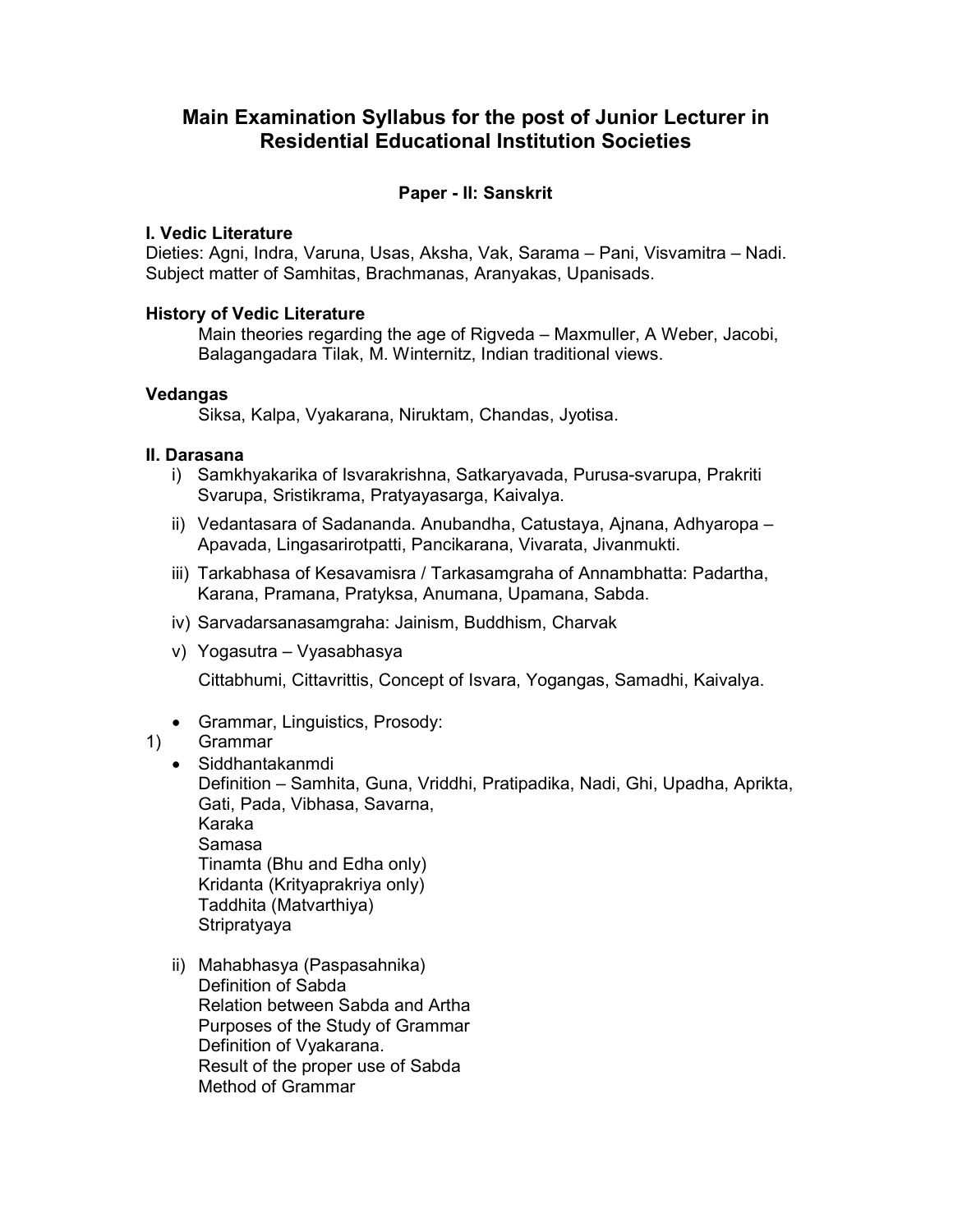# Main Examination Syllabus for the post of Junior Lecturer in Residential Educational Institution Societies

## Paper - II: Sanskrit

### I. Vedic Literature

Dieties: Agni, Indra, Varuna, Usas, Aksha, Vak, Sarama – Pani, Visvamitra – Nadi. Subject matter of Samhitas, Brachmanas, Aranyakas, Upanisads.

### History of Vedic Literature

Main theories regarding the age of Rigveda – Maxmuller, A Weber, Jacobi, Balagangadara Tilak, M. Winternitz, Indian traditional views.

### Vedangas

Siksa, Kalpa, Vyakarana, Niruktam, Chandas, Jyotisa.

### II. Darasana

i) Samkhyakarika of Isvarakrishna, Satkaryavada, Purusa-svarupa, Prakriti Svarupa, Sristikrama, Pratyayasarga, Kaivalya.

ii) Vedantasara of Sadananda. Anubandha, Catustaya, Ajnana, Adhyaropa – Apavada, Lingasarirotpatti, Pancikarana, Vivarata, Jivanmukti.

iii) Tarkabhasa of Kesavamisra / Tarkasamgraha of Annambhatta: Padartha, Karana, Pramana, Pratyksa, Anumana, Upamana, Sabda.

iv) Sarvadarsanasamgraha: Jainism, Buddhism, Charvak

v) Yogasutra – Vyasabhasya

Cittabhumi, Cittavrittis, Concept of Isvara, Yogangas, Samadhi, Kaivalya.

- Grammar, Linguistics, Prosody:

1) Grammar

- Siddhantakanmdi
  Definition – Samhita, Guna, Vriddhi, Pratipadika, Nadi, Ghi, Upadha, Aprikta, Gati, Pada, Vibhasa, Savarna,
  Karaka
  Samasa
  Tinamta (Bhu and Edha only)
  Kridanta (Krityaprakriya only)
  Taddhita (Matvarthiya)
  Stripratyaya

ii) Mahabhasya (Paspasahnika)
Definition of Sabda
Relation between Sabda and Artha
Purposes of the Study of Grammar
Definition of Vyakarana.
Result of the proper use of Sabda
Method of Grammar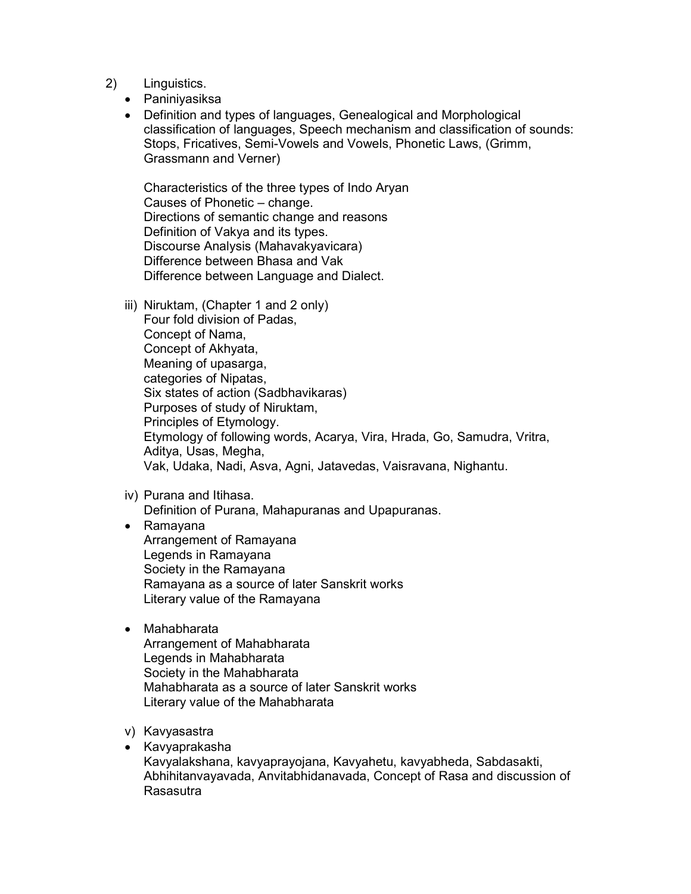2) Linguistics.

- Paniniyasiksa
- Definition and types of languages, Genealogical and Morphological classification of languages, Speech mechanism and classification of sounds: Stops, Fricatives, Semi-Vowels and Vowels, Phonetic Laws, (Grimm, Grassmann and Verner)

  Characteristics of the three types of Indo Aryan
  Causes of Phonetic – change.
  Directions of semantic change and reasons
  Definition of Vakya and its types.
  Discourse Analysis (Mahavakyavicara)
  Difference between Bhasa and Vak
  Difference between Language and Dialect.

iii) Niruktam, (Chapter 1 and 2 only)
  Four fold division of Padas,
  Concept of Nama,
  Concept of Akhyata,
  Meaning of upasarga,
  categories of Nipatas,
  Six states of action (Sadbhavikaras)
  Purposes of study of Niruktam,
  Principles of Etymology.
  Etymology of following words, Acarya, Vira, Hrada, Go, Samudra, Vritra, Aditya, Usas, Megha,
  Vak, Udaka, Nadi, Asva, Agni, Jatavedas, Vaisravana, Nighantu.

iv) Purana and Itihasa.
  Definition of Purana, Mahapuranas and Upapuranas.

- Ramayana
  Arrangement of Ramayana
  Legends in Ramayana
  Society in the Ramayana
  Ramayana as a source of later Sanskrit works
  Literary value of the Ramayana

- Mahabharata
  Arrangement of Mahabharata
  Legends in Mahabharata
  Society in the Mahabharata
  Mahabharata as a source of later Sanskrit works
  Literary value of the Mahabharata

v) Kavyasastra

- Kavyaprakasha
  Kavyalakshana, kavyaprayojana, Kavyahetu, kavyabheda, Sabdasakti, Abhihitanvayavada, Anvitabhidanavada, Concept of Rasa and discussion of Rasasutra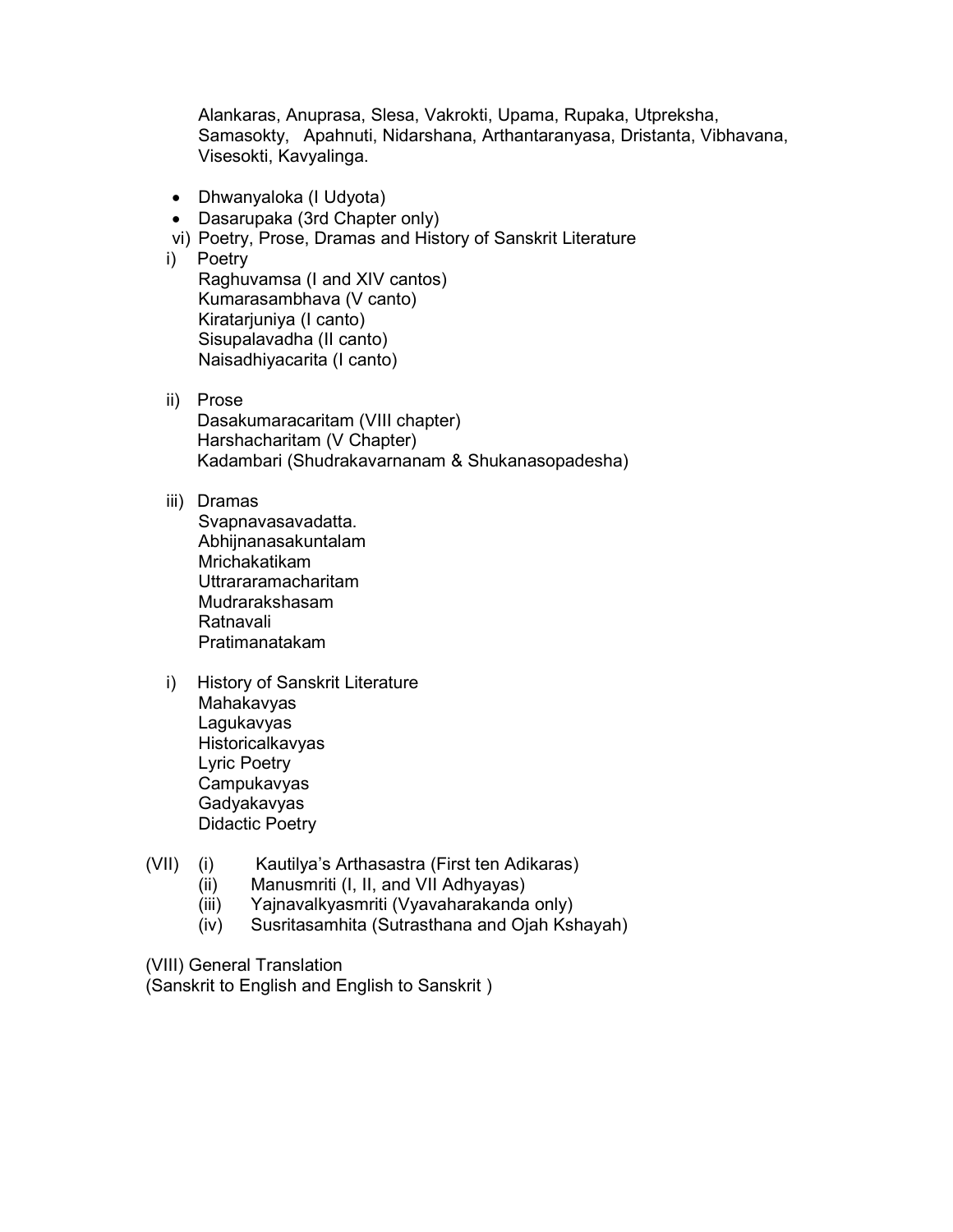Alankaras, Anuprasa, Slesa, Vakrokti, Upama, Rupaka, Utpreksha, Samasokty, Apahnuti, Nidarshana, Arthantaranyasa, Dristanta, Vibhavana, Visesokti, Kavyalinga.

- Dhwanyaloka (I Udyota)
- Dasarupaka (3rd Chapter only)

vi) Poetry, Prose, Dramas and History of Sanskrit Literature

i) Poetry
   Raghuvamsa (I and XIV cantos)
   Kumarasambhava (V canto)
   Kiratarjuniya (I canto)
   Sisupalavadha (II canto)
   Naisadhiyacarita (I canto)

ii) Prose
   Dasakumaracaritam (VIII chapter)
   Harshacharitam (V Chapter)
   Kadambari (Shudrakavarnanam & Shukanasopadesha)

iii) Dramas
   Svapnavasavadatta.
   Abhijnanasakuntalam
   Mrichakatikam
   Uttrararamacharitam
   Mudrarakshasam
   Ratnavali
   Pratimanatakam

i) History of Sanskrit Literature
   Mahakavyas
   Lagukavyas
   Historicalkavyas
   Lyric Poetry
   Campukavyas
   Gadyakavyas
   Didactic Poetry

(VII) (i) Kautilya's Arthasastra (First ten Adikaras)
   (ii) Manusmriti (I, II, and VII Adhyayas)
   (iii) Yajnavalkyasmriti (Vyavaharakanda only)
   (iv) Susritasamhita (Sutrasthana and Ojah Kshayah)

(VIII) General Translation
(Sanskrit to English and English to Sanskrit )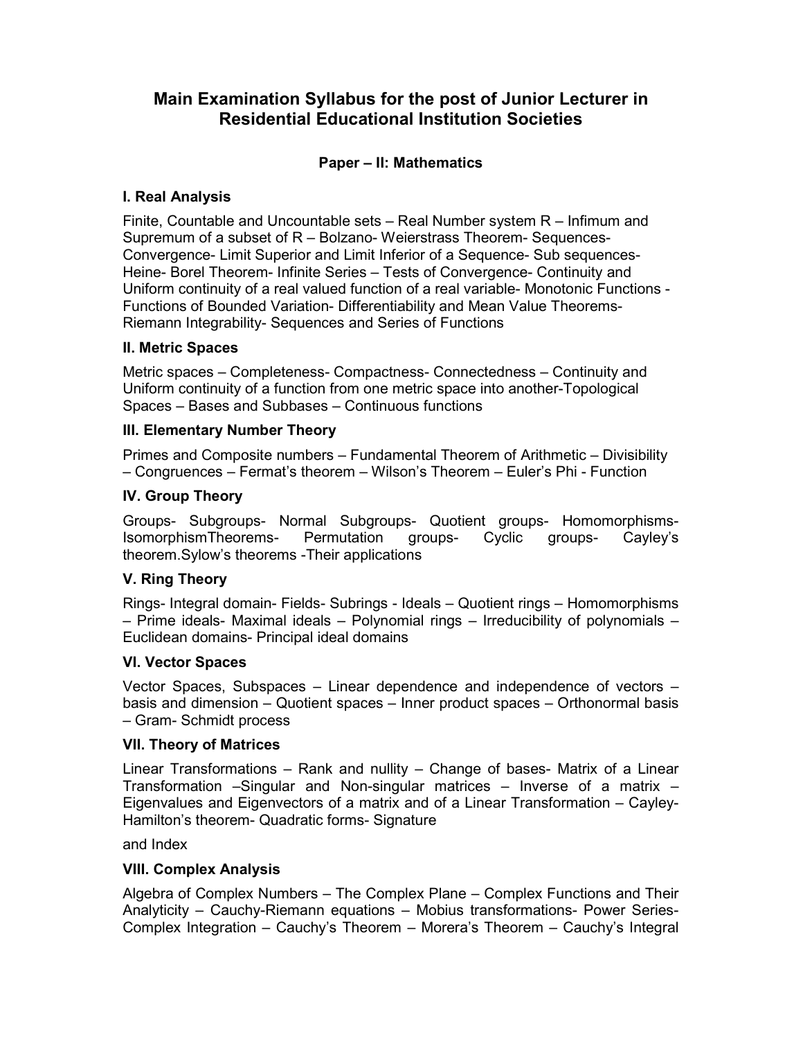# Main Examination Syllabus for the post of Junior Lecturer in Residential Educational Institution Societies

## Paper – II: Mathematics

### I. Real Analysis

Finite, Countable and Uncountable sets – Real Number system R – Infimum and Supremum of a subset of R – Bolzano- Weierstrass Theorem- Sequences- Convergence- Limit Superior and Limit Inferior of a Sequence- Sub sequences- Heine- Borel Theorem- Infinite Series – Tests of Convergence- Continuity and Uniform continuity of a real valued function of a real variable- Monotonic Functions - Functions of Bounded Variation- Differentiability and Mean Value Theorems- Riemann Integrability- Sequences and Series of Functions

### II. Metric Spaces

Metric spaces – Completeness- Compactness- Connectedness – Continuity and Uniform continuity of a function from one metric space into another-Topological Spaces – Bases and Subbases – Continuous functions

### III. Elementary Number Theory

Primes and Composite numbers – Fundamental Theorem of Arithmetic – Divisibility – Congruences – Fermat's theorem – Wilson's Theorem – Euler's Phi - Function

### IV. Group Theory

Groups- Subgroups- Normal Subgroups- Quotient groups- Homomorphisms- IsomorphismTheorems- Permutation groups- Cyclic groups- Cayley's theorem.Sylow's theorems -Their applications

### V. Ring Theory

Rings- Integral domain- Fields- Subrings - Ideals – Quotient rings – Homomorphisms – Prime ideals- Maximal ideals – Polynomial rings – Irreducibility of polynomials – Euclidean domains- Principal ideal domains

### VI. Vector Spaces

Vector Spaces, Subspaces – Linear dependence and independence of vectors – basis and dimension – Quotient spaces – Inner product spaces – Orthonormal basis – Gram- Schmidt process

### VII. Theory of Matrices

Linear Transformations – Rank and nullity – Change of bases- Matrix of a Linear Transformation –Singular and Non-singular matrices – Inverse of a matrix – Eigenvalues and Eigenvectors of a matrix and of a Linear Transformation – Cayley-Hamilton's theorem- Quadratic forms- Signature

and Index

### VIII. Complex Analysis

Algebra of Complex Numbers – The Complex Plane – Complex Functions and Their Analyticity – Cauchy-Riemann equations – Mobius transformations- Power Series- Complex Integration – Cauchy's Theorem – Morera's Theorem – Cauchy's Integral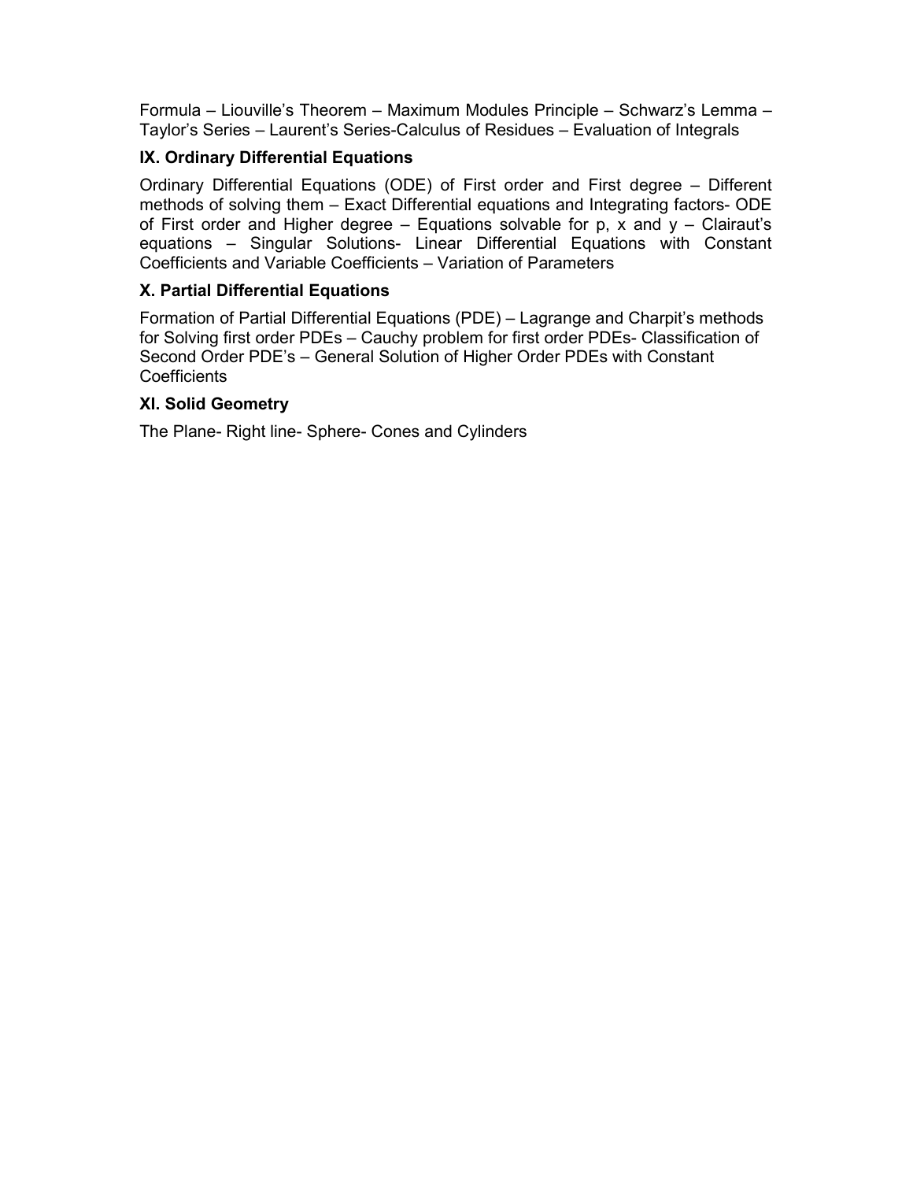Formula – Liouville's Theorem – Maximum Modules Principle – Schwarz's Lemma – Taylor's Series – Laurent's Series-Calculus of Residues – Evaluation of Integrals

### IX. Ordinary Differential Equations

Ordinary Differential Equations (ODE) of First order and First degree – Different methods of solving them – Exact Differential equations and Integrating factors- ODE of First order and Higher degree – Equations solvable for p, x and y – Clairaut's equations – Singular Solutions- Linear Differential Equations with Constant Coefficients and Variable Coefficients – Variation of Parameters

### X. Partial Differential Equations

Formation of Partial Differential Equations (PDE) – Lagrange and Charpit's methods for Solving first order PDEs – Cauchy problem for first order PDEs- Classification of Second Order PDE's – General Solution of Higher Order PDEs with Constant Coefficients

### XI. Solid Geometry

The Plane- Right line- Sphere- Cones and Cylinders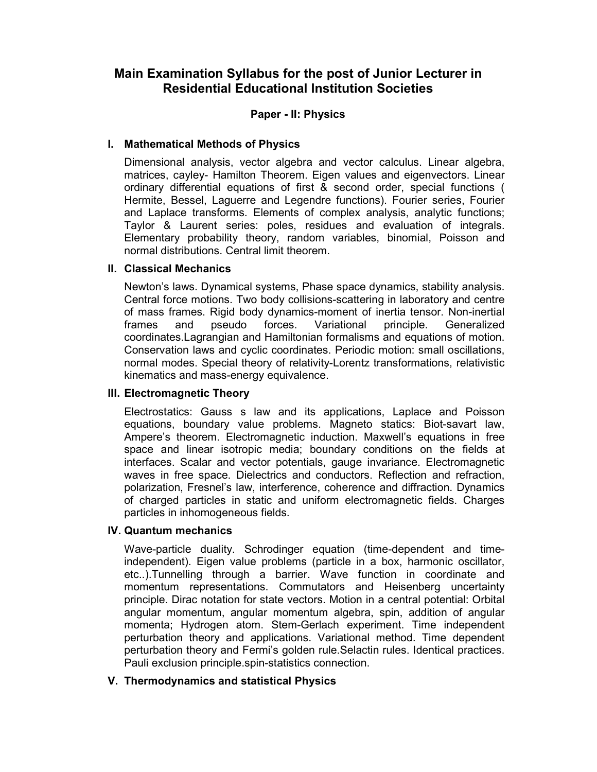# Main Examination Syllabus for the post of Junior Lecturer in Residential Educational Institution Societies

## Paper - II: Physics

### I. Mathematical Methods of Physics

Dimensional analysis, vector algebra and vector calculus. Linear algebra, matrices, cayley- Hamilton Theorem. Eigen values and eigenvectors. Linear ordinary differential equations of first & second order, special functions ( Hermite, Bessel, Laguerre and Legendre functions). Fourier series, Fourier and Laplace transforms. Elements of complex analysis, analytic functions; Taylor & Laurent series: poles, residues and evaluation of integrals. Elementary probability theory, random variables, binomial, Poisson and normal distributions. Central limit theorem.

### II. Classical Mechanics

Newton's laws. Dynamical systems, Phase space dynamics, stability analysis. Central force motions. Two body collisions-scattering in laboratory and centre of mass frames. Rigid body dynamics-moment of inertia tensor. Non-inertial frames and pseudo forces. Variational principle. Generalized coordinates.Lagrangian and Hamiltonian formalisms and equations of motion. Conservation laws and cyclic coordinates. Periodic motion: small oscillations, normal modes. Special theory of relativity-Lorentz transformations, relativistic kinematics and mass-energy equivalence.

### III. Electromagnetic Theory

Electrostatics: Gauss s law and its applications, Laplace and Poisson equations, boundary value problems. Magneto statics: Biot-savart law, Ampere's theorem. Electromagnetic induction. Maxwell's equations in free space and linear isotropic media; boundary conditions on the fields at interfaces. Scalar and vector potentials, gauge invariance. Electromagnetic waves in free space. Dielectrics and conductors. Reflection and refraction, polarization, Fresnel's law, interference, coherence and diffraction. Dynamics of charged particles in static and uniform electromagnetic fields. Charges particles in inhomogeneous fields.

### IV. Quantum mechanics

Wave-particle duality. Schrodinger equation (time-dependent and time-independent). Eigen value problems (particle in a box, harmonic oscillator, etc..).Tunnelling through a barrier. Wave function in coordinate and momentum representations. Commutators and Heisenberg uncertainty principle. Dirac notation for state vectors. Motion in a central potential: Orbital angular momentum, angular momentum algebra, spin, addition of angular momenta; Hydrogen atom. Stem-Gerlach experiment. Time independent perturbation theory and applications. Variational method. Time dependent perturbation theory and Fermi's golden rule.Selactin rules. Identical practices. Pauli exclusion principle.spin-statistics connection.

### V. Thermodynamics and statistical Physics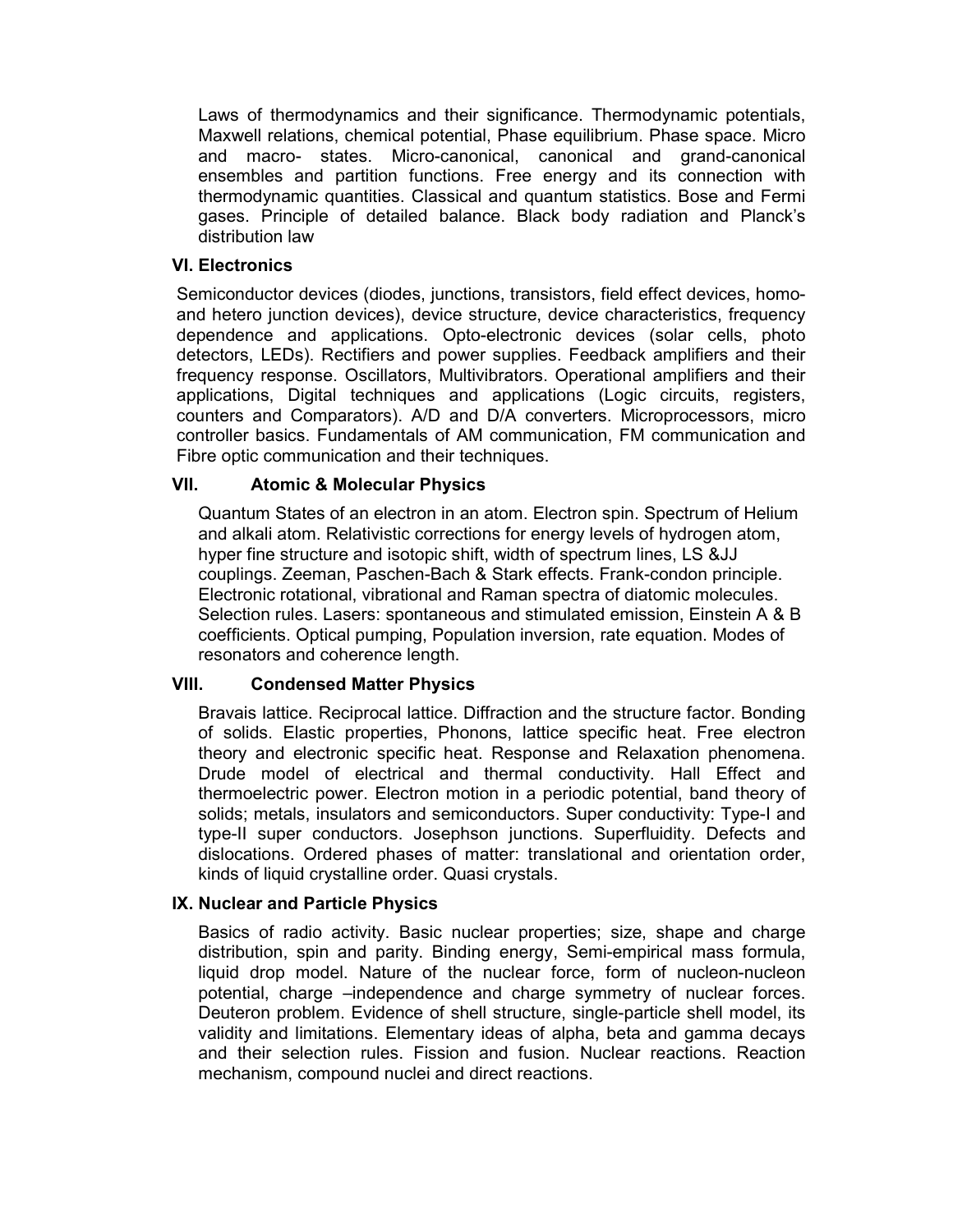Laws of thermodynamics and their significance. Thermodynamic potentials, Maxwell relations, chemical potential, Phase equilibrium. Phase space. Micro and macro- states. Micro-canonical, canonical and grand-canonical ensembles and partition functions. Free energy and its connection with thermodynamic quantities. Classical and quantum statistics. Bose and Fermi gases. Principle of detailed balance. Black body radiation and Planck's distribution law

### VI. Electronics

Semiconductor devices (diodes, junctions, transistors, field effect devices, homo- and hetero junction devices), device structure, device characteristics, frequency dependence and applications. Opto-electronic devices (solar cells, photo detectors, LEDs). Rectifiers and power supplies. Feedback amplifiers and their frequency response. Oscillators, Multivibrators. Operational amplifiers and their applications, Digital techniques and applications (Logic circuits, registers, counters and Comparators). A/D and D/A converters. Microprocessors, micro controller basics. Fundamentals of AM communication, FM communication and Fibre optic communication and their techniques.

### VII. Atomic & Molecular Physics

Quantum States of an electron in an atom. Electron spin. Spectrum of Helium and alkali atom. Relativistic corrections for energy levels of hydrogen atom, hyper fine structure and isotopic shift, width of spectrum lines, LS &JJ couplings. Zeeman, Paschen-Bach & Stark effects. Frank-condon principle. Electronic rotational, vibrational and Raman spectra of diatomic molecules. Selection rules. Lasers: spontaneous and stimulated emission, Einstein A & B coefficients. Optical pumping, Population inversion, rate equation. Modes of resonators and coherence length.

### VIII. Condensed Matter Physics

Bravais lattice. Reciprocal lattice. Diffraction and the structure factor. Bonding of solids. Elastic properties, Phonons, lattice specific heat. Free electron theory and electronic specific heat. Response and Relaxation phenomena. Drude model of electrical and thermal conductivity. Hall Effect and thermoelectric power. Electron motion in a periodic potential, band theory of solids; metals, insulators and semiconductors. Super conductivity: Type-I and type-II super conductors. Josephson junctions. Superfluidity. Defects and dislocations. Ordered phases of matter: translational and orientation order, kinds of liquid crystalline order. Quasi crystals.

### IX. Nuclear and Particle Physics

Basics of radio activity. Basic nuclear properties; size, shape and charge distribution, spin and parity. Binding energy, Semi-empirical mass formula, liquid drop model. Nature of the nuclear force, form of nucleon-nucleon potential, charge –independence and charge symmetry of nuclear forces. Deuteron problem. Evidence of shell structure, single-particle shell model, its validity and limitations. Elementary ideas of alpha, beta and gamma decays and their selection rules. Fission and fusion. Nuclear reactions. Reaction mechanism, compound nuclei and direct reactions.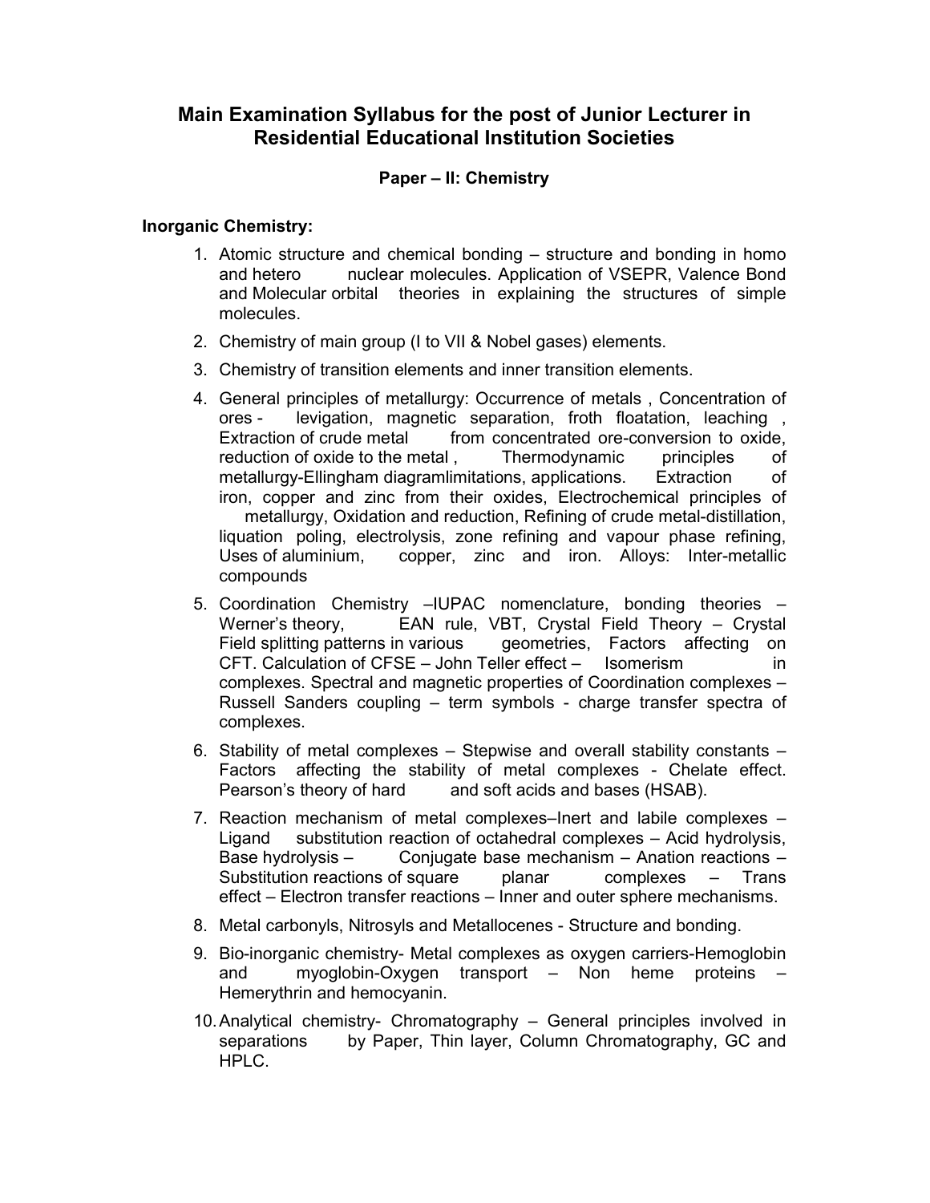# Main Examination Syllabus for the post of Junior Lecturer in Residential Educational Institution Societies

## Paper – II: Chemistry

**Inorganic Chemistry:**

1. Atomic structure and chemical bonding – structure and bonding in homo and hetero nuclear molecules. Application of VSEPR, Valence Bond and Molecular orbital theories in explaining the structures of simple molecules.
2. Chemistry of main group (I to VII & Nobel gases) elements.
3. Chemistry of transition elements and inner transition elements.
4. General principles of metallurgy: Occurrence of metals , Concentration of ores - levigation, magnetic separation, froth floatation, leaching , Extraction of crude metal from concentrated ore-conversion to oxide, reduction of oxide to the metal , Thermodynamic principles of metallurgy-Ellingham diagramlimitations, applications. Extraction of iron, copper and zinc from their oxides, Electrochemical principles of metallurgy, Oxidation and reduction, Refining of crude metal-distillation, liquation poling, electrolysis, zone refining and vapour phase refining, Uses of aluminium, copper, zinc and iron. Alloys: Inter-metallic compounds
5. Coordination Chemistry –IUPAC nomenclature, bonding theories – Werner's theory, EAN rule, VBT, Crystal Field Theory – Crystal Field splitting patterns in various geometries, Factors affecting on CFT. Calculation of CFSE – John Teller effect – Isomerism in complexes. Spectral and magnetic properties of Coordination complexes – Russell Sanders coupling – term symbols - charge transfer spectra of complexes.
6. Stability of metal complexes – Stepwise and overall stability constants – Factors affecting the stability of metal complexes - Chelate effect. Pearson's theory of hard and soft acids and bases (HSAB).
7. Reaction mechanism of metal complexes–Inert and labile complexes – Ligand substitution reaction of octahedral complexes – Acid hydrolysis, Base hydrolysis – Conjugate base mechanism – Anation reactions – Substitution reactions of square planar complexes – Trans effect – Electron transfer reactions – Inner and outer sphere mechanisms.
8. Metal carbonyls, Nitrosyls and Metallocenes - Structure and bonding.
9. Bio-inorganic chemistry- Metal complexes as oxygen carriers-Hemoglobin and myoglobin-Oxygen transport – Non heme proteins – Hemerythrin and hemocyanin.
10. Analytical chemistry- Chromatography – General principles involved in separations by Paper, Thin layer, Column Chromatography, GC and HPLC.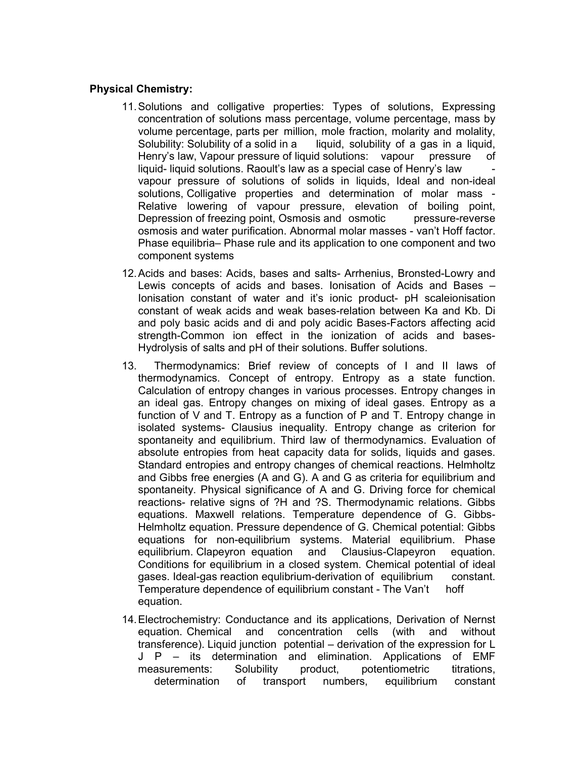**Physical Chemistry:**

11. Solutions and colligative properties: Types of solutions, Expressing concentration of solutions mass percentage, volume percentage, mass by volume percentage, parts per million, mole fraction, molarity and molality, Solubility: Solubility of a solid in a liquid, solubility of a gas in a liquid, Henry's law, Vapour pressure of liquid solutions: vapour pressure of liquid- liquid solutions. Raoult's law as a special case of Henry's law - vapour pressure of solutions of solids in liquids, Ideal and non-ideal solutions, Colligative properties and determination of molar mass - Relative lowering of vapour pressure, elevation of boiling point, Depression of freezing point, Osmosis and osmotic pressure-reverse osmosis and water purification. Abnormal molar masses - van't Hoff factor. Phase equilibria– Phase rule and its application to one component and two component systems

12. Acids and bases: Acids, bases and salts- Arrhenius, Bronsted-Lowry and Lewis concepts of acids and bases. Ionisation of Acids and Bases – Ionisation constant of water and it's ionic product- pH scaleionisation constant of weak acids and weak bases-relation between Ka and Kb. Di and poly basic acids and di and poly acidic Bases-Factors affecting acid strength-Common ion effect in the ionization of acids and bases- Hydrolysis of salts and pH of their solutions. Buffer solutions.

13. Thermodynamics: Brief review of concepts of I and II laws of thermodynamics. Concept of entropy. Entropy as a state function. Calculation of entropy changes in various processes. Entropy changes in an ideal gas. Entropy changes on mixing of ideal gases. Entropy as a function of V and T. Entropy as a function of P and T. Entropy change in isolated systems- Clausius inequality. Entropy change as criterion for spontaneity and equilibrium. Third law of thermodynamics. Evaluation of absolute entropies from heat capacity data for solids, liquids and gases. Standard entropies and entropy changes of chemical reactions. Helmholtz and Gibbs free energies (A and G). A and G as criteria for equilibrium and spontaneity. Physical significance of A and G. Driving force for chemical reactions- relative signs of ?H and ?S. Thermodynamic relations. Gibbs equations. Maxwell relations. Temperature dependence of G. Gibbs-Helmholtz equation. Pressure dependence of G. Chemical potential: Gibbs equations for non-equilibrium systems. Material equilibrium. Phase equilibrium. Clapeyron equation and Clausius-Clapeyron equation. Conditions for equilibrium in a closed system. Chemical potential of ideal gases. Ideal-gas reaction equlibrium-derivation of equilibrium constant. Temperature dependence of equilibrium constant - The Van't hoff equation.

14. Electrochemistry: Conductance and its applications, Derivation of Nernst equation. Chemical and concentration cells (with and without transference). Liquid junction potential – derivation of the expression for L J P – its determination and elimination. Applications of EMF measurements: Solubility product, potentiometric titrations, determination of transport numbers, equilibrium constant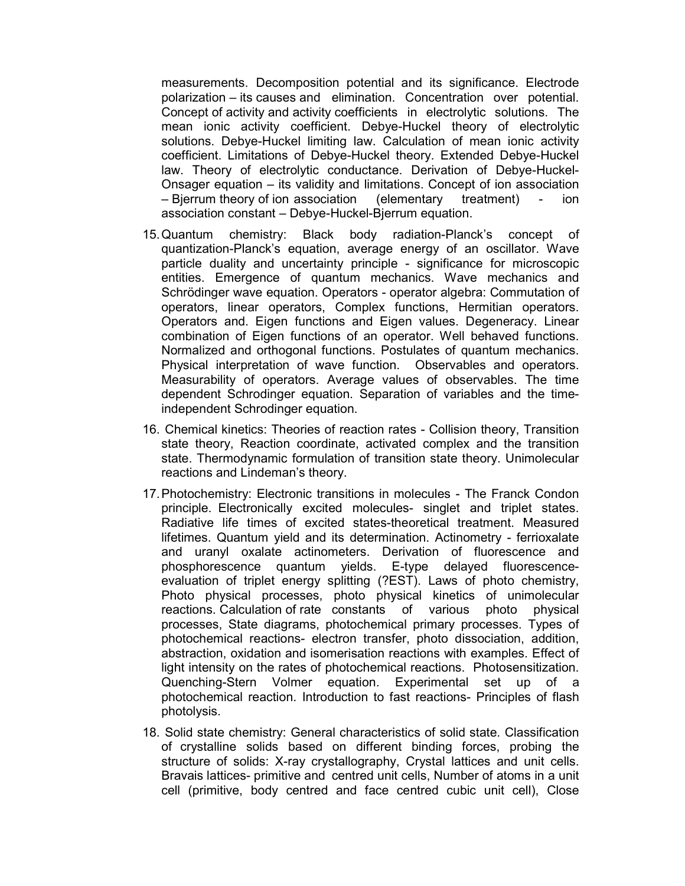measurements. Decomposition potential and its significance. Electrode polarization – its causes and elimination. Concentration over potential. Concept of activity and activity coefficients in electrolytic solutions. The mean ionic activity coefficient. Debye-Huckel theory of electrolytic solutions. Debye-Huckel limiting law. Calculation of mean ionic activity coefficient. Limitations of Debye-Huckel theory. Extended Debye-Huckel law. Theory of electrolytic conductance. Derivation of Debye-Huckel-Onsager equation – its validity and limitations. Concept of ion association – Bjerrum theory of ion association (elementary treatment) - ion association constant – Debye-Huckel-Bjerrum equation.

15. Quantum chemistry: Black body radiation-Planck's concept of quantization-Planck's equation, average energy of an oscillator. Wave particle duality and uncertainty principle - significance for microscopic entities. Emergence of quantum mechanics. Wave mechanics and Schrödinger wave equation. Operators - operator algebra: Commutation of operators, linear operators, Complex functions, Hermitian operators. Operators and. Eigen functions and Eigen values. Degeneracy. Linear combination of Eigen functions of an operator. Well behaved functions. Normalized and orthogonal functions. Postulates of quantum mechanics. Physical interpretation of wave function. Observables and operators. Measurability of operators. Average values of observables. The time dependent Schrodinger equation. Separation of variables and the time-independent Schrodinger equation.

16. Chemical kinetics: Theories of reaction rates - Collision theory, Transition state theory, Reaction coordinate, activated complex and the transition state. Thermodynamic formulation of transition state theory. Unimolecular reactions and Lindeman's theory.

17. Photochemistry: Electronic transitions in molecules - The Franck Condon principle. Electronically excited molecules- singlet and triplet states. Radiative life times of excited states-theoretical treatment. Measured lifetimes. Quantum yield and its determination. Actinometry - ferrioxalate and uranyl oxalate actinometers. Derivation of fluorescence and phosphorescence quantum yields. E-type delayed fluorescence-evaluation of triplet energy splitting (?EST). Laws of photo chemistry, Photo physical processes, photo physical kinetics of unimolecular reactions. Calculation of rate constants of various photo physical processes, State diagrams, photochemical primary processes. Types of photochemical reactions- electron transfer, photo dissociation, addition, abstraction, oxidation and isomerisation reactions with examples. Effect of light intensity on the rates of photochemical reactions. Photosensitization. Quenching-Stern Volmer equation. Experimental set up of a photochemical reaction. Introduction to fast reactions- Principles of flash photolysis.

18. Solid state chemistry: General characteristics of solid state. Classification of crystalline solids based on different binding forces, probing the structure of solids: X-ray crystallography, Crystal lattices and unit cells. Bravais lattices- primitive and centred unit cells, Number of atoms in a unit cell (primitive, body centred and face centred cubic unit cell), Close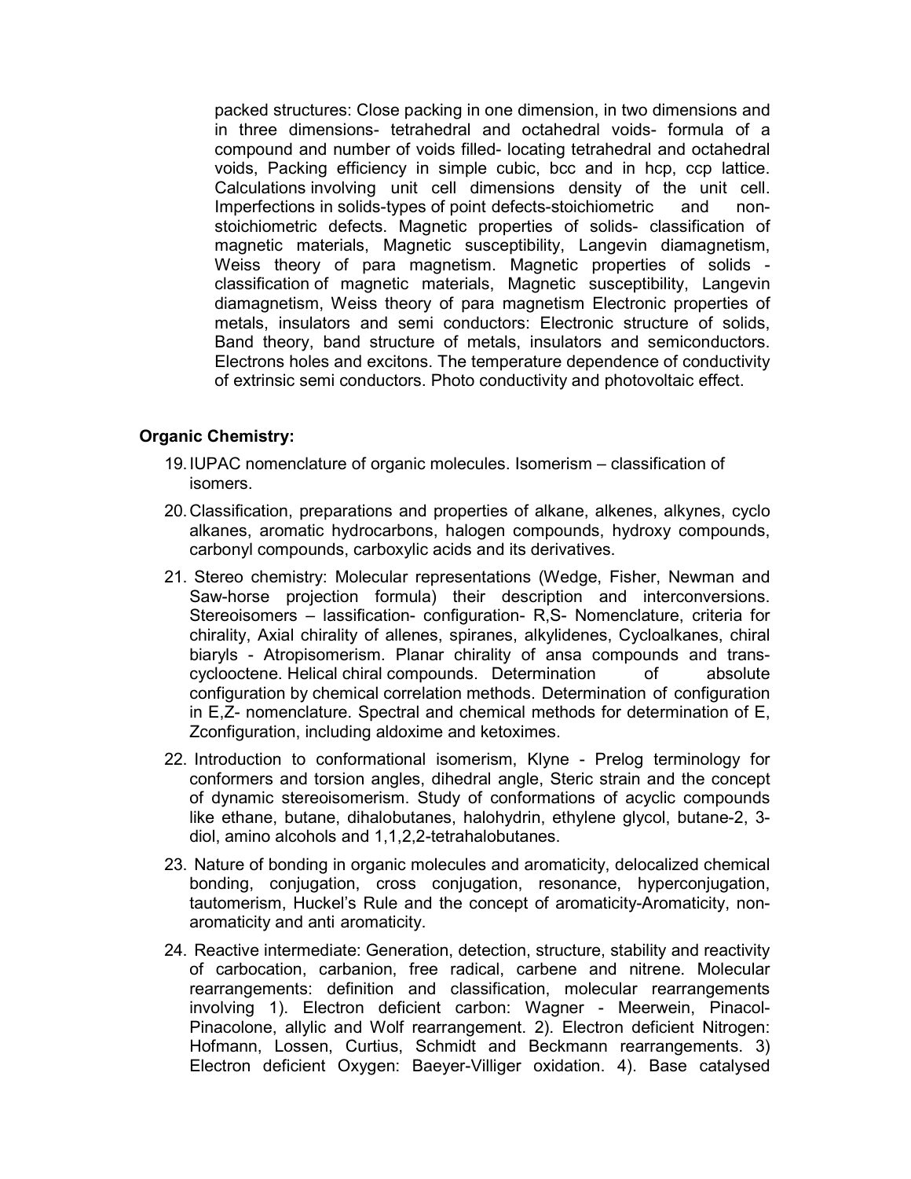packed structures: Close packing in one dimension, in two dimensions and in three dimensions- tetrahedral and octahedral voids- formula of a compound and number of voids filled- locating tetrahedral and octahedral voids, Packing efficiency in simple cubic, bcc and in hcp, ccp lattice. Calculations involving unit cell dimensions density of the unit cell. Imperfections in solids-types of point defects-stoichiometric and non-stoichiometric defects. Magnetic properties of solids- classification of magnetic materials, Magnetic susceptibility, Langevin diamagnetism, Weiss theory of para magnetism. Magnetic properties of solids - classification of magnetic materials, Magnetic susceptibility, Langevin diamagnetism, Weiss theory of para magnetism Electronic properties of metals, insulators and semi conductors: Electronic structure of solids, Band theory, band structure of metals, insulators and semiconductors. Electrons holes and excitons. The temperature dependence of conductivity of extrinsic semi conductors. Photo conductivity and photovoltaic effect.

**Organic Chemistry:**

19. IUPAC nomenclature of organic molecules. Isomerism – classification of isomers.

20. Classification, preparations and properties of alkane, alkenes, alkynes, cyclo alkanes, aromatic hydrocarbons, halogen compounds, hydroxy compounds, carbonyl compounds, carboxylic acids and its derivatives.

21. Stereo chemistry: Molecular representations (Wedge, Fisher, Newman and Saw-horse projection formula) their description and interconversions. Stereoisomers – lassification- configuration- R,S- Nomenclature, criteria for chirality, Axial chirality of allenes, spiranes, alkylidenes, Cycloalkanes, chiral biaryls - Atropisomerism. Planar chirality of ansa compounds and trans-cyclooctene. Helical chiral compounds. Determination of absolute configuration by chemical correlation methods. Determination of configuration in E,Z- nomenclature. Spectral and chemical methods for determination of E, Zconfiguration, including aldoxime and ketoximes.

22. Introduction to conformational isomerism, Klyne - Prelog terminology for conformers and torsion angles, dihedral angle, Steric strain and the concept of dynamic stereoisomerism. Study of conformations of acyclic compounds like ethane, butane, dihalobutanes, halohydrin, ethylene glycol, butane-2, 3-diol, amino alcohols and 1,1,2,2-tetrahalobutanes.

23. Nature of bonding in organic molecules and aromaticity, delocalized chemical bonding, conjugation, cross conjugation, resonance, hyperconjugation, tautomerism, Huckel's Rule and the concept of aromaticity-Aromaticity, non-aromaticity and anti aromaticity.

24. Reactive intermediate: Generation, detection, structure, stability and reactivity of carbocation, carbanion, free radical, carbene and nitrene. Molecular rearrangements: definition and classification, molecular rearrangements involving 1). Electron deficient carbon: Wagner - Meerwein, Pinacol-Pinacolone, allylic and Wolf rearrangement. 2). Electron deficient Nitrogen: Hofmann, Lossen, Curtius, Schmidt and Beckmann rearrangements. 3) Electron deficient Oxygen: Baeyer-Villiger oxidation. 4). Base catalysed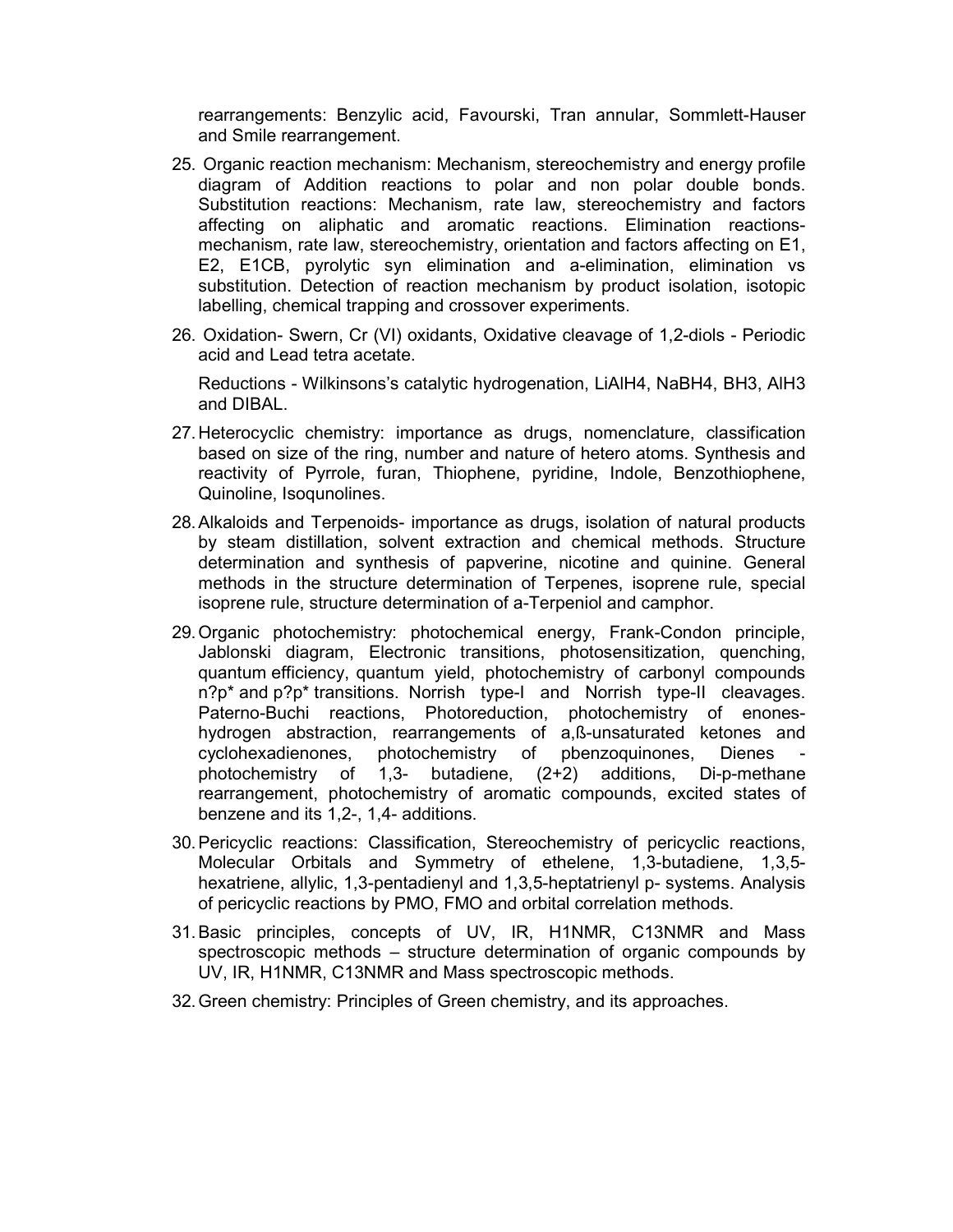rearrangements: Benzylic acid, Favourski, Tran annular, Sommlett-Hauser and Smile rearrangement.

25. Organic reaction mechanism: Mechanism, stereochemistry and energy profile diagram of Addition reactions to polar and non polar double bonds. Substitution reactions: Mechanism, rate law, stereochemistry and factors affecting on aliphatic and aromatic reactions. Elimination reactions- mechanism, rate law, stereochemistry, orientation and factors affecting on E1, E2, E1CB, pyrolytic syn elimination and a-elimination, elimination vs substitution. Detection of reaction mechanism by product isolation, isotopic labelling, chemical trapping and crossover experiments.

26. Oxidation- Swern, Cr (VI) oxidants, Oxidative cleavage of 1,2-diols - Periodic acid and Lead tetra acetate.

    Reductions - Wilkinsons's catalytic hydrogenation, $LiAlH_4$, $NaBH_4$, $BH_3$, $AlH_3$ and DIBAL.

27. Heterocyclic chemistry: importance as drugs, nomenclature, classification based on size of the ring, number and nature of hetero atoms. Synthesis and reactivity of Pyrrole, furan, Thiophene, pyridine, Indole, Benzothiophene, Quinoline, Isoqunolines.

28. Alkaloids and Terpenoids- importance as drugs, isolation of natural products by steam distillation, solvent extraction and chemical methods. Structure determination and synthesis of papverine, nicotine and quinine. General methods in the structure determination of Terpenes, isoprene rule, special isoprene rule, structure determination of a-Terpeniol and camphor.

29. Organic photochemistry: photochemical energy, Frank-Condon principle, Jablonski diagram, Electronic transitions, photosensitization, quenching, quantum efficiency, quantum yield, photochemistry of carbonyl compounds n?p* and p?p* transitions. Norrish type-I and Norrish type-II cleavages. Paterno-Buchi reactions, Photoreduction, photochemistry of enones- hydrogen abstraction, rearrangements of a,ß-unsaturated ketones and cyclohexadienones, photochemistry of pbenzoquinones, Dienes - photochemistry of 1,3- butadiene, (2+2) additions, Di-p-methane rearrangement, photochemistry of aromatic compounds, excited states of benzene and its 1,2-, 1,4- additions.

30. Pericyclic reactions: Classification, Stereochemistry of pericyclic reactions, Molecular Orbitals and Symmetry of ethelene, 1,3-butadiene, 1,3,5-hexatriene, allylic, 1,3-pentadienyl and 1,3,5-heptatrienyl p- systems. Analysis of pericyclic reactions by PMO, FMO and orbital correlation methods.

31. Basic principles, concepts of UV, IR, H1NMR, C13NMR and Mass spectroscopic methods – structure determination of organic compounds by UV, IR, H1NMR, C13NMR and Mass spectroscopic methods.

32. Green chemistry: Principles of Green chemistry, and its approaches.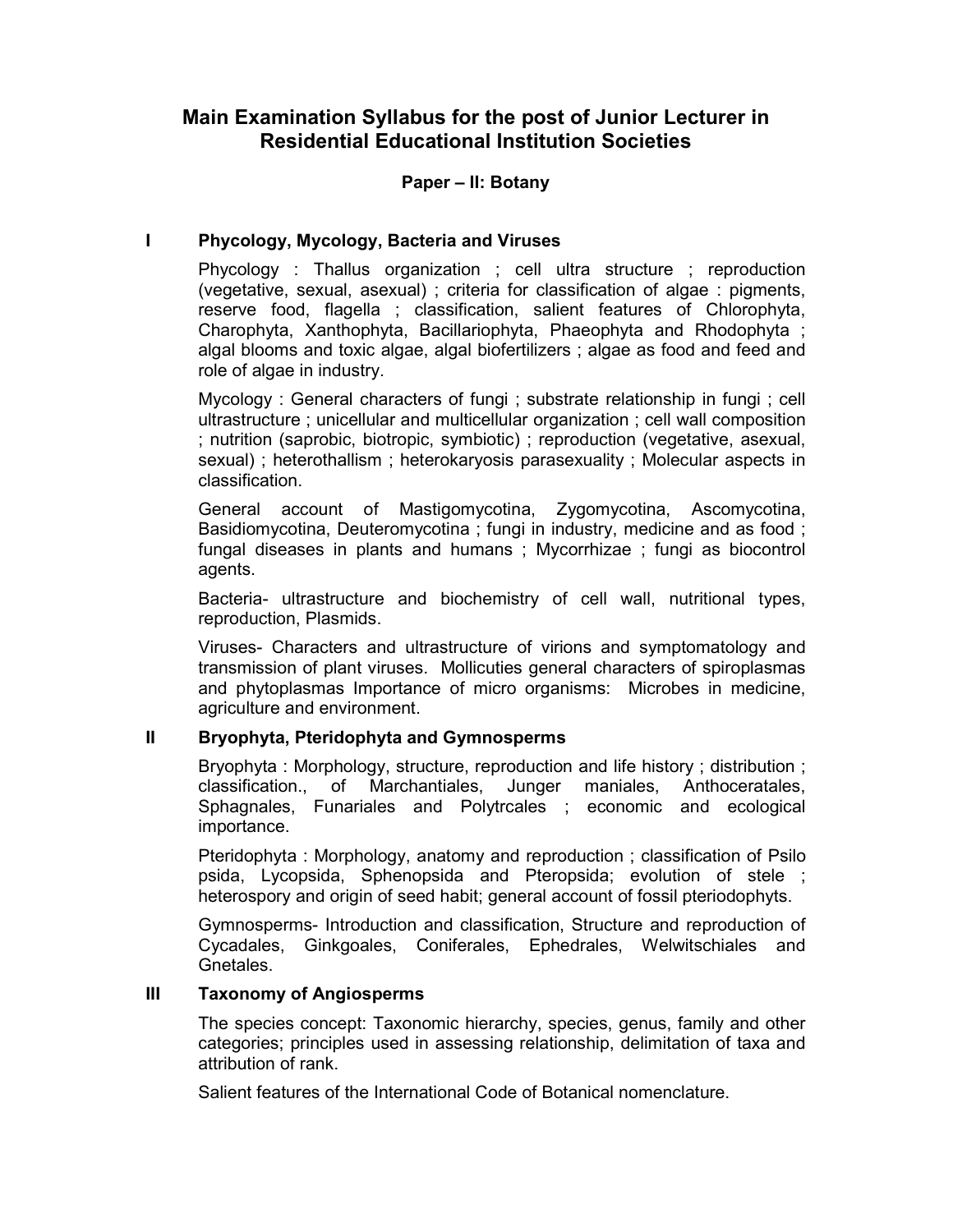# Main Examination Syllabus for the post of Junior Lecturer in Residential Educational Institution Societies

## Paper – II: Botany

### I Phycology, Mycology, Bacteria and Viruses

Phycology : Thallus organization ; cell ultra structure ; reproduction (vegetative, sexual, asexual) ; criteria for classification of algae : pigments, reserve food, flagella ; classification, salient features of Chlorophyta, Charophyta, Xanthophyta, Bacillariophyta, Phaeophyta and Rhodophyta ; algal blooms and toxic algae, algal biofertilizers ; algae as food and feed and role of algae in industry.

Mycology : General characters of fungi ; substrate relationship in fungi ; cell ultrastructure ; unicellular and multicellular organization ; cell wall composition ; nutrition (saprobic, biotropic, symbiotic) ; reproduction (vegetative, asexual, sexual) ; heterothallism ; heterokaryosis parasexuality ; Molecular aspects in classification.

General account of Mastigomycotina, Zygomycotina, Ascomycotina, Basidiomycotina, Deuteromycotina ; fungi in industry, medicine and as food ; fungal diseases in plants and humans ; Mycorrhizae ; fungi as biocontrol agents.

Bacteria- ultrastructure and biochemistry of cell wall, nutritional types, reproduction, Plasmids.

Viruses- Characters and ultrastructure of virions and symptomatology and transmission of plant viruses. Mollicuties general characters of spiroplasmas and phytoplasmas Importance of micro organisms: Microbes in medicine, agriculture and environment.

### II Bryophyta, Pteridophyta and Gymnosperms

Bryophyta : Morphology, structure, reproduction and life history ; distribution ; classification., of Marchantiales, Junger maniales, Anthoceratales, Sphagnales, Funariales and Polytrcales ; economic and ecological importance.

Pteridophyta : Morphology, anatomy and reproduction ; classification of Psilo psida, Lycopsida, Sphenopsida and Pteropsida; evolution of stele ; heterospory and origin of seed habit; general account of fossil pteriodophyts.

Gymnosperms- Introduction and classification, Structure and reproduction of Cycadales, Ginkgoales, Coniferales, Ephedrales, Welwitschiales and Gnetales.

### III Taxonomy of Angiosperms

The species concept: Taxonomic hierarchy, species, genus, family and other categories; principles used in assessing relationship, delimitation of taxa and attribution of rank.

Salient features of the International Code of Botanical nomenclature.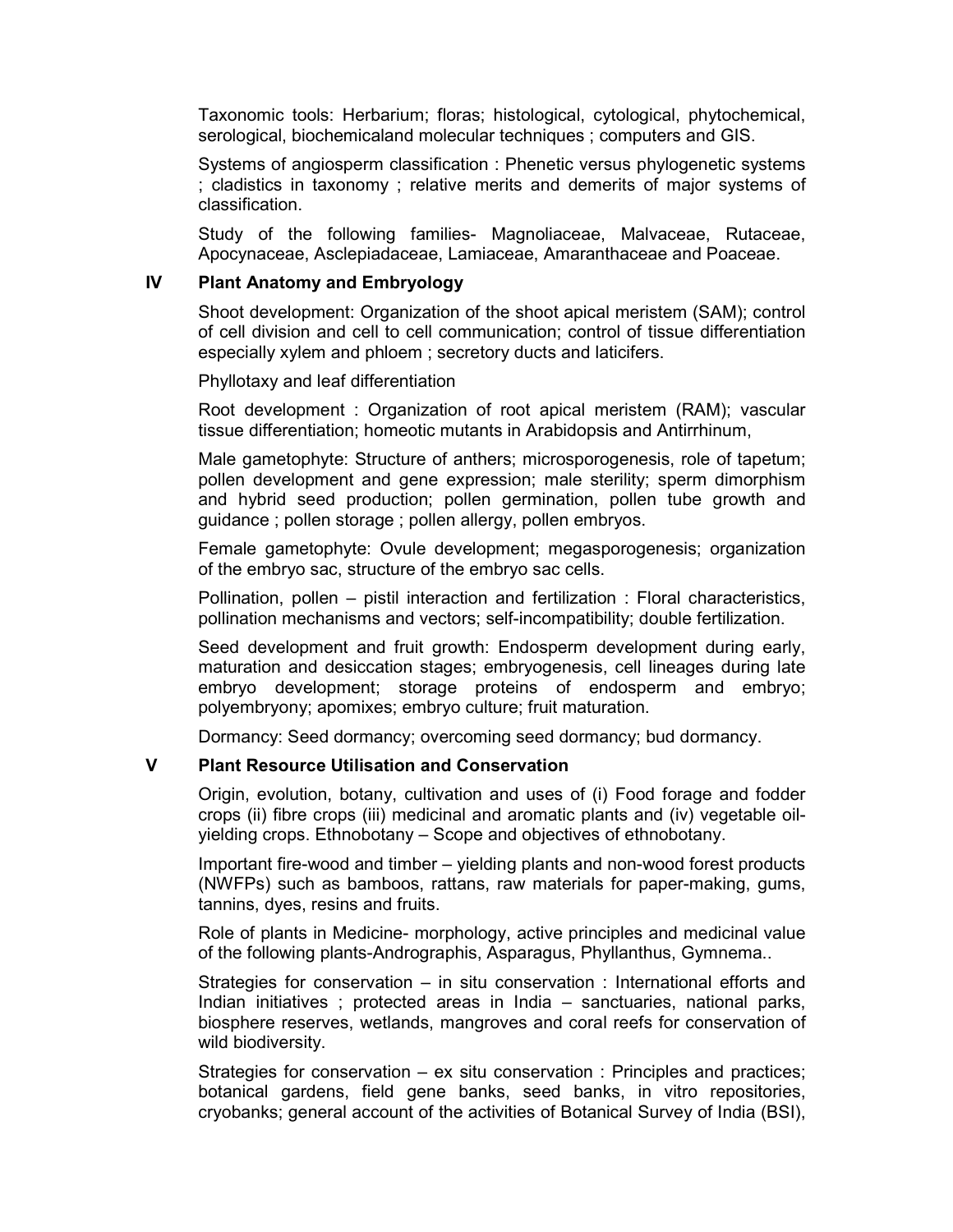Taxonomic tools: Herbarium; floras; histological, cytological, phytochemical, serological, biochemicaland molecular techniques ; computers and GIS.

Systems of angiosperm classification : Phenetic versus phylogenetic systems ; cladistics in taxonomy ; relative merits and demerits of major systems of classification.

Study of the following families- Magnoliaceae, Malvaceae, Rutaceae, Apocynaceae, Asclepiadaceae, Lamiaceae, Amaranthaceae and Poaceae.

## IV Plant Anatomy and Embryology

Shoot development: Organization of the shoot apical meristem (SAM); control of cell division and cell to cell communication; control of tissue differentiation especially xylem and phloem ; secretory ducts and laticifers.

Phyllotaxy and leaf differentiation

Root development : Organization of root apical meristem (RAM); vascular tissue differentiation; homeotic mutants in Arabidopsis and Antirrhinum,

Male gametophyte: Structure of anthers; microsporogenesis, role of tapetum; pollen development and gene expression; male sterility; sperm dimorphism and hybrid seed production; pollen germination, pollen tube growth and guidance ; pollen storage ; pollen allergy, pollen embryos.

Female gametophyte: Ovule development; megasporogenesis; organization of the embryo sac, structure of the embryo sac cells.

Pollination, pollen – pistil interaction and fertilization : Floral characteristics, pollination mechanisms and vectors; self-incompatibility; double fertilization.

Seed development and fruit growth: Endosperm development during early, maturation and desiccation stages; embryogenesis, cell lineages during late embryo development; storage proteins of endosperm and embryo; polyembryony; apomixes; embryo culture; fruit maturation.

Dormancy: Seed dormancy; overcoming seed dormancy; bud dormancy.

## V Plant Resource Utilisation and Conservation

Origin, evolution, botany, cultivation and uses of (i) Food forage and fodder crops (ii) fibre crops (iii) medicinal and aromatic plants and (iv) vegetable oil-yielding crops. Ethnobotany – Scope and objectives of ethnobotany.

Important fire-wood and timber – yielding plants and non-wood forest products (NWFPs) such as bamboos, rattans, raw materials for paper-making, gums, tannins, dyes, resins and fruits.

Role of plants in Medicine- morphology, active principles and medicinal value of the following plants-Andrographis, Asparagus, Phyllanthus, Gymnema..

Strategies for conservation – in situ conservation : International efforts and Indian initiatives ; protected areas in India – sanctuaries, national parks, biosphere reserves, wetlands, mangroves and coral reefs for conservation of wild biodiversity.

Strategies for conservation – ex situ conservation : Principles and practices; botanical gardens, field gene banks, seed banks, in vitro repositories, cryobanks; general account of the activities of Botanical Survey of India (BSI),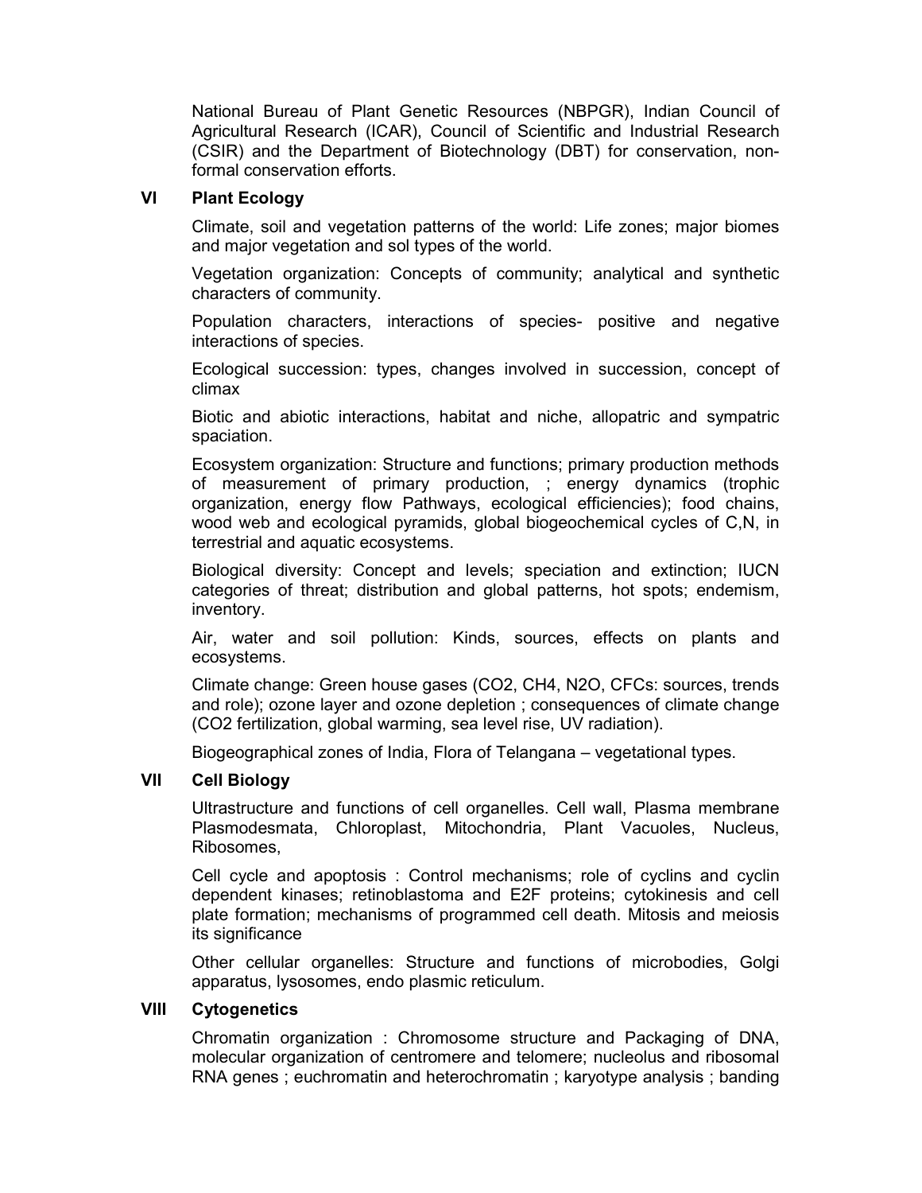National Bureau of Plant Genetic Resources (NBPGR), Indian Council of Agricultural Research (ICAR), Council of Scientific and Industrial Research (CSIR) and the Department of Biotechnology (DBT) for conservation, non-formal conservation efforts.

## VI Plant Ecology

Climate, soil and vegetation patterns of the world: Life zones; major biomes and major vegetation and sol types of the world.

Vegetation organization: Concepts of community; analytical and synthetic characters of community.

Population characters, interactions of species- positive and negative interactions of species.

Ecological succession: types, changes involved in succession, concept of climax

Biotic and abiotic interactions, habitat and niche, allopatric and sympatric spaciation.

Ecosystem organization: Structure and functions; primary production methods of measurement of primary production, ; energy dynamics (trophic organization, energy flow Pathways, ecological efficiencies); food chains, wood web and ecological pyramids, global biogeochemical cycles of C,N, in terrestrial and aquatic ecosystems.

Biological diversity: Concept and levels; speciation and extinction; IUCN categories of threat; distribution and global patterns, hot spots; endemism, inventory.

Air, water and soil pollution: Kinds, sources, effects on plants and ecosystems.

Climate change: Green house gases ($CO_2$, $CH_4$, $N_2O$, CFCs: sources, trends and role); ozone layer and ozone depletion ; consequences of climate change ($CO_2$ fertilization, global warming, sea level rise, UV radiation).

Biogeographical zones of India, Flora of Telangana – vegetational types.

## VII Cell Biology

Ultrastructure and functions of cell organelles. Cell wall, Plasma membrane Plasmodesmata, Chloroplast, Mitochondria, Plant Vacuoles, Nucleus, Ribosomes,

Cell cycle and apoptosis : Control mechanisms; role of cyclins and cyclin dependent kinases; retinoblastoma and E2F proteins; cytokinesis and cell plate formation; mechanisms of programmed cell death. Mitosis and meiosis its significance

Other cellular organelles: Structure and functions of microbodies, Golgi apparatus, lysosomes, endo plasmic reticulum.

## VIII Cytogenetics

Chromatin organization : Chromosome structure and Packaging of DNA, molecular organization of centromere and telomere; nucleolus and ribosomal RNA genes ; euchromatin and heterochromatin ; karyotype analysis ; banding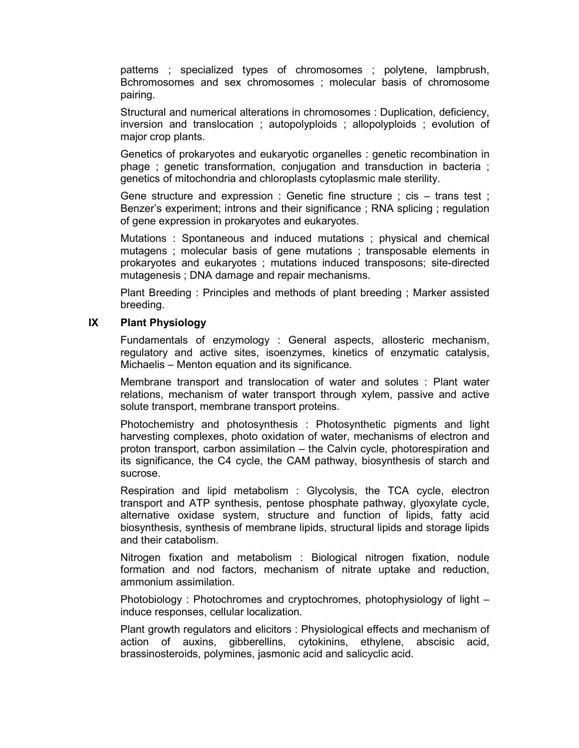patterns ; specialized types of chromosomes ; polytene, lampbrush, Bchromosomes and sex chromosomes ; molecular basis of chromosome pairing.

Structural and numerical alterations in chromosomes : Duplication, deficiency, inversion and translocation ; autopolyploids ; allopolyploids ; evolution of major crop plants.

Genetics of prokaryotes and eukaryotic organelles : genetic recombination in phage ; genetic transformation, conjugation and transduction in bacteria ; genetics of mitochondria and chloroplasts cytoplasmic male sterility.

Gene structure and expression : Genetic fine structure ; cis – trans test ; Benzer's experiment; introns and their significance ; RNA splicing ; regulation of gene expression in prokaryotes and eukaryotes.

Mutations : Spontaneous and induced mutations ; physical and chemical mutagens ; molecular basis of gene mutations ; transposable elements in prokaryotes and eukaryotes ; mutations induced transposons; site-directed mutagenesis ; DNA damage and repair mechanisms.

Plant Breeding : Principles and methods of plant breeding ; Marker assisted breeding.

## IX Plant Physiology

Fundamentals of enzymology : General aspects, allosteric mechanism, regulatory and active sites, isoenzymes, kinetics of enzymatic catalysis, Michaelis – Menton equation and its significance.

Membrane transport and translocation of water and solutes : Plant water relations, mechanism of water transport through xylem, passive and active solute transport, membrane transport proteins.

Photochemistry and photosynthesis : Photosynthetic pigments and light harvesting complexes, photo oxidation of water, mechanisms of electron and proton transport, carbon assimilation – the Calvin cycle, photorespiration and its significance, the C4 cycle, the CAM pathway, biosynthesis of starch and sucrose.

Respiration and lipid metabolism : Glycolysis, the TCA cycle, electron transport and ATP synthesis, pentose phosphate pathway, glyoxylate cycle, alternative oxidase system, structure and function of lipids, fatty acid biosynthesis, synthesis of membrane lipids, structural lipids and storage lipids and their catabolism.

Nitrogen fixation and metabolism : Biological nitrogen fixation, nodule formation and nod factors, mechanism of nitrate uptake and reduction, ammonium assimilation.

Photobiology : Photochromes and cryptochromes, photophysiology of light – induce responses, cellular localization.

Plant growth regulators and elicitors : Physiological effects and mechanism of action of auxins, gibberellins, cytokinins, ethylene, abscisic acid, brassinosteroids, polymines, jasmonic acid and salicyclic acid.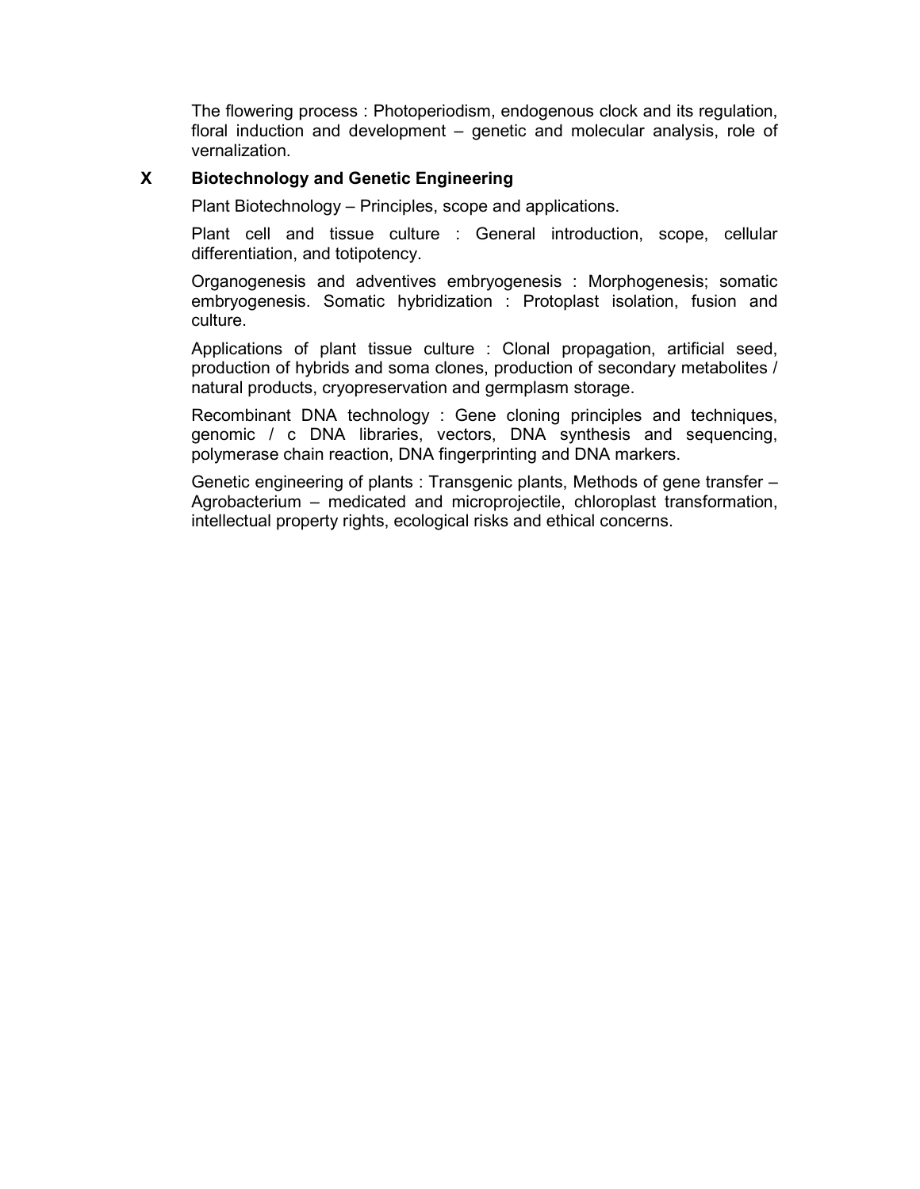The flowering process : Photoperiodism, endogenous clock and its regulation, floral induction and development – genetic and molecular analysis, role of vernalization.

## X Biotechnology and Genetic Engineering

Plant Biotechnology – Principles, scope and applications.

Plant cell and tissue culture : General introduction, scope, cellular differentiation, and totipotency.

Organogenesis and adventives embryogenesis : Morphogenesis; somatic embryogenesis. Somatic hybridization : Protoplast isolation, fusion and culture.

Applications of plant tissue culture : Clonal propagation, artificial seed, production of hybrids and soma clones, production of secondary metabolites / natural products, cryopreservation and germplasm storage.

Recombinant DNA technology : Gene cloning principles and techniques, genomic / c DNA libraries, vectors, DNA synthesis and sequencing, polymerase chain reaction, DNA fingerprinting and DNA markers.

Genetic engineering of plants : Transgenic plants, Methods of gene transfer – Agrobacterium – medicated and microprojectile, chloroplast transformation, intellectual property rights, ecological risks and ethical concerns.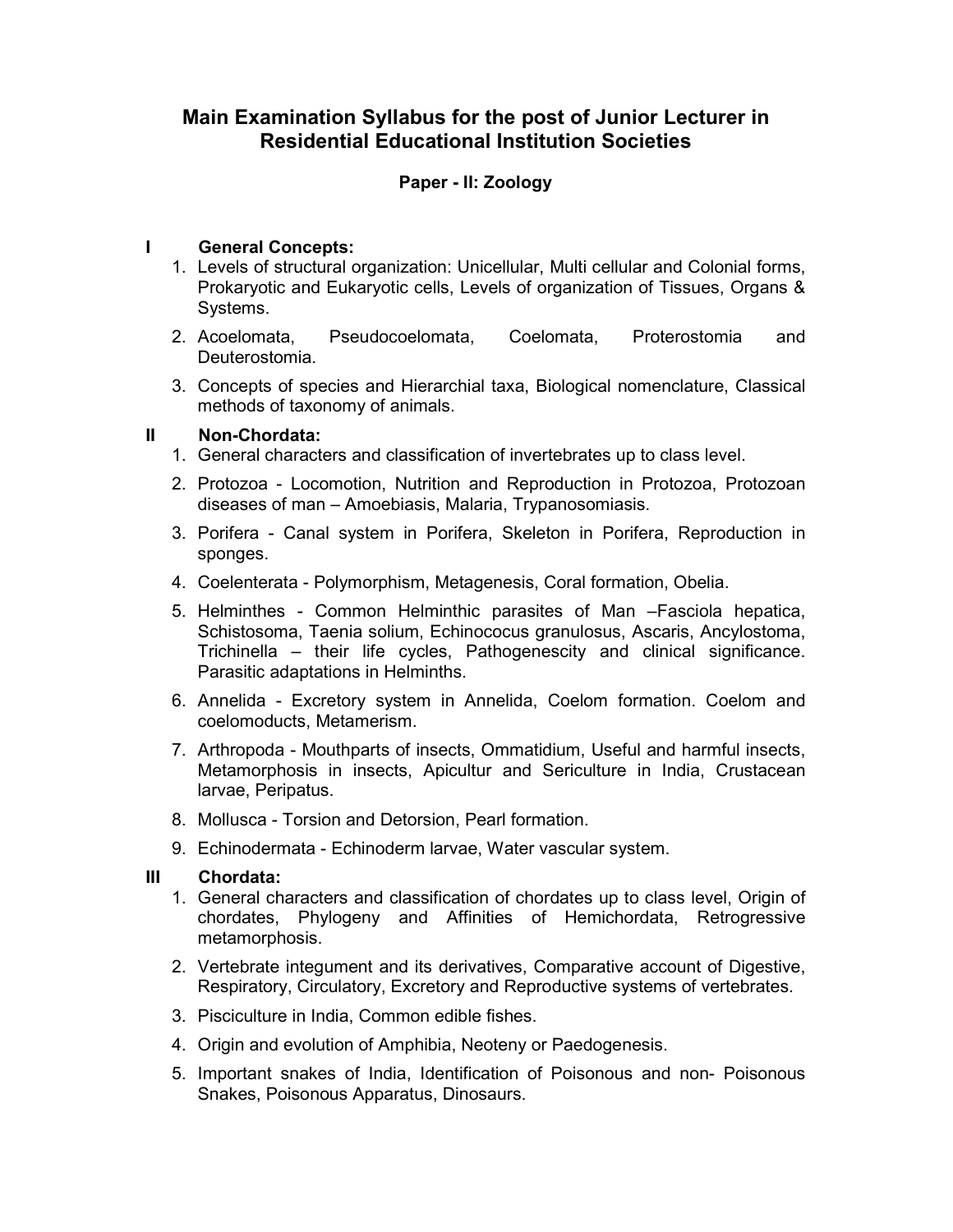# Main Examination Syllabus for the post of Junior Lecturer in Residential Educational Institution Societies

## Paper - II: Zoology

### I General Concepts:

1. Levels of structural organization: Unicellular, Multi cellular and Colonial forms, Prokaryotic and Eukaryotic cells, Levels of organization of Tissues, Organs & Systems.
2. Acoelomata, Pseudocoelomata, Coelomata, Proterostomia and Deuterostomia.
3. Concepts of species and Hierarchial taxa, Biological nomenclature, Classical methods of taxonomy of animals.

### II Non-Chordata:

1. General characters and classification of invertebrates up to class level.
2. Protozoa - Locomotion, Nutrition and Reproduction in Protozoa, Protozoan diseases of man – Amoebiasis, Malaria, Trypanosomiasis.
3. Porifera - Canal system in Porifera, Skeleton in Porifera, Reproduction in sponges.
4. Coelenterata - Polymorphism, Metagenesis, Coral formation, Obelia.
5. Helminthes - Common Helminthic parasites of Man –Fasciola hepatica, Schistosoma, Taenia solium, Echinococus granulosus, Ascaris, Ancylostoma, Trichinella – their life cycles, Pathogenescity and clinical significance. Parasitic adaptations in Helminths.
6. Annelida - Excretory system in Annelida, Coelom formation. Coelom and coelomoducts, Metamerism.
7. Arthropoda - Mouthparts of insects, Ommatidium, Useful and harmful insects, Metamorphosis in insects, Apicultur and Sericulture in India, Crustacean larvae, Peripatus.
8. Mollusca - Torsion and Detorsion, Pearl formation.
9. Echinodermata - Echinoderm larvae, Water vascular system.

### III Chordata:

1. General characters and classification of chordates up to class level, Origin of chordates, Phylogeny and Affinities of Hemichordata, Retrogressive metamorphosis.
2. Vertebrate integument and its derivatives, Comparative account of Digestive, Respiratory, Circulatory, Excretory and Reproductive systems of vertebrates.
3. Pisciculture in India, Common edible fishes.
4. Origin and evolution of Amphibia, Neoteny or Paedogenesis.
5. Important snakes of India, Identification of Poisonous and non- Poisonous Snakes, Poisonous Apparatus, Dinosaurs.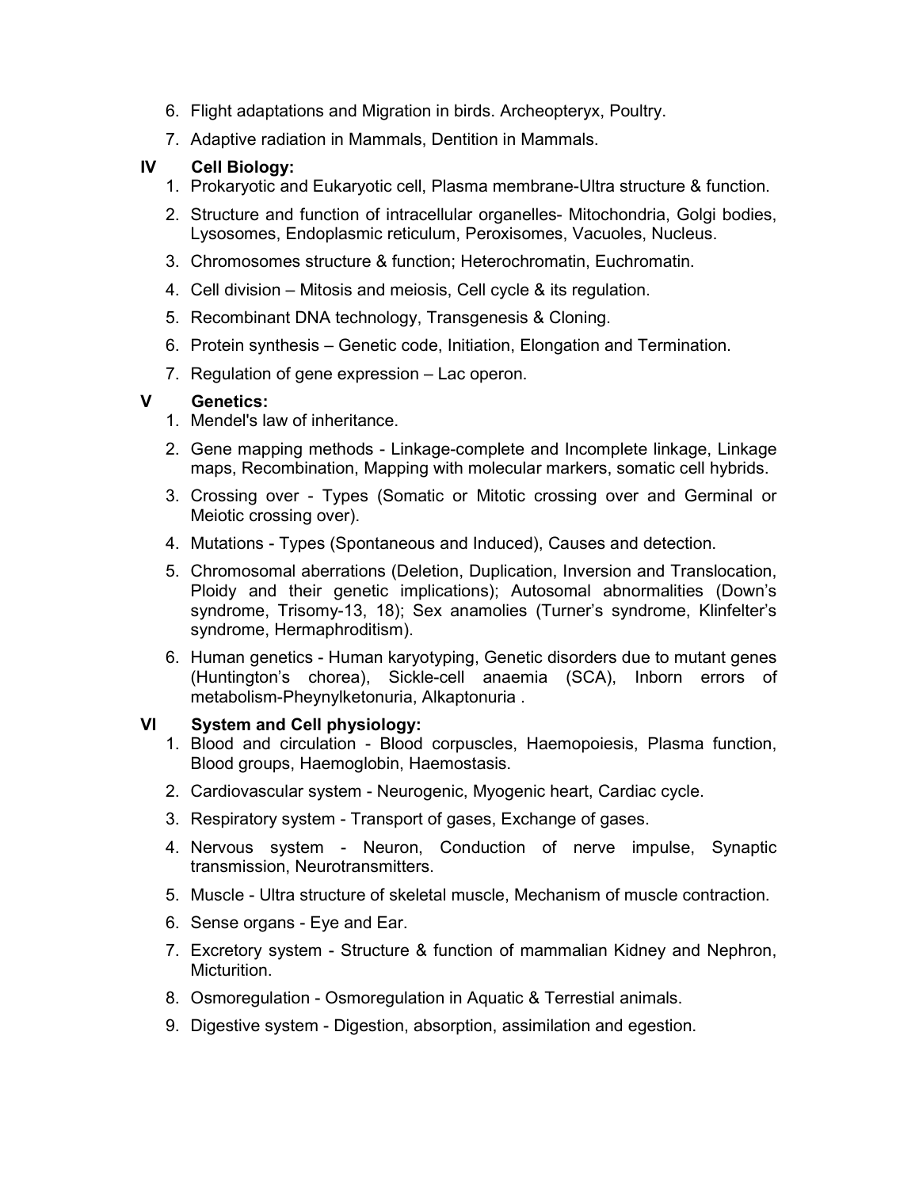6. Flight adaptations and Migration in birds. Archeopteryx, Poultry.
7. Adaptive radiation in Mammals, Dentition in Mammals.

**IV Cell Biology:**

1. Prokaryotic and Eukaryotic cell, Plasma membrane-Ultra structure & function.
2. Structure and function of intracellular organelles- Mitochondria, Golgi bodies, Lysosomes, Endoplasmic reticulum, Peroxisomes, Vacuoles, Nucleus.
3. Chromosomes structure & function; Heterochromatin, Euchromatin.
4. Cell division – Mitosis and meiosis, Cell cycle & its regulation.
5. Recombinant DNA technology, Transgenesis & Cloning.
6. Protein synthesis – Genetic code, Initiation, Elongation and Termination.
7. Regulation of gene expression – Lac operon.

**V Genetics:**

1. Mendel's law of inheritance.
2. Gene mapping methods - Linkage-complete and Incomplete linkage, Linkage maps, Recombination, Mapping with molecular markers, somatic cell hybrids.
3. Crossing over - Types (Somatic or Mitotic crossing over and Germinal or Meiotic crossing over).
4. Mutations - Types (Spontaneous and Induced), Causes and detection.
5. Chromosomal aberrations (Deletion, Duplication, Inversion and Translocation, Ploidy and their genetic implications); Autosomal abnormalities (Down's syndrome, Trisomy-13, 18); Sex anamolies (Turner's syndrome, Klinfelter's syndrome, Hermaphroditism).
6. Human genetics - Human karyotyping, Genetic disorders due to mutant genes (Huntington's chorea), Sickle-cell anaemia (SCA), Inborn errors of metabolism-Pheynylketonuria, Alkaptonuria .

**VI System and Cell physiology:**

1. Blood and circulation - Blood corpuscles, Haemopoiesis, Plasma function, Blood groups, Haemoglobin, Haemostasis.
2. Cardiovascular system - Neurogenic, Myogenic heart, Cardiac cycle.
3. Respiratory system - Transport of gases, Exchange of gases.
4. Nervous system - Neuron, Conduction of nerve impulse, Synaptic transmission, Neurotransmitters.
5. Muscle - Ultra structure of skeletal muscle, Mechanism of muscle contraction.
6. Sense organs - Eye and Ear.
7. Excretory system - Structure & function of mammalian Kidney and Nephron, Micturition.
8. Osmoregulation - Osmoregulation in Aquatic & Terrestial animals.
9. Digestive system - Digestion, absorption, assimilation and egestion.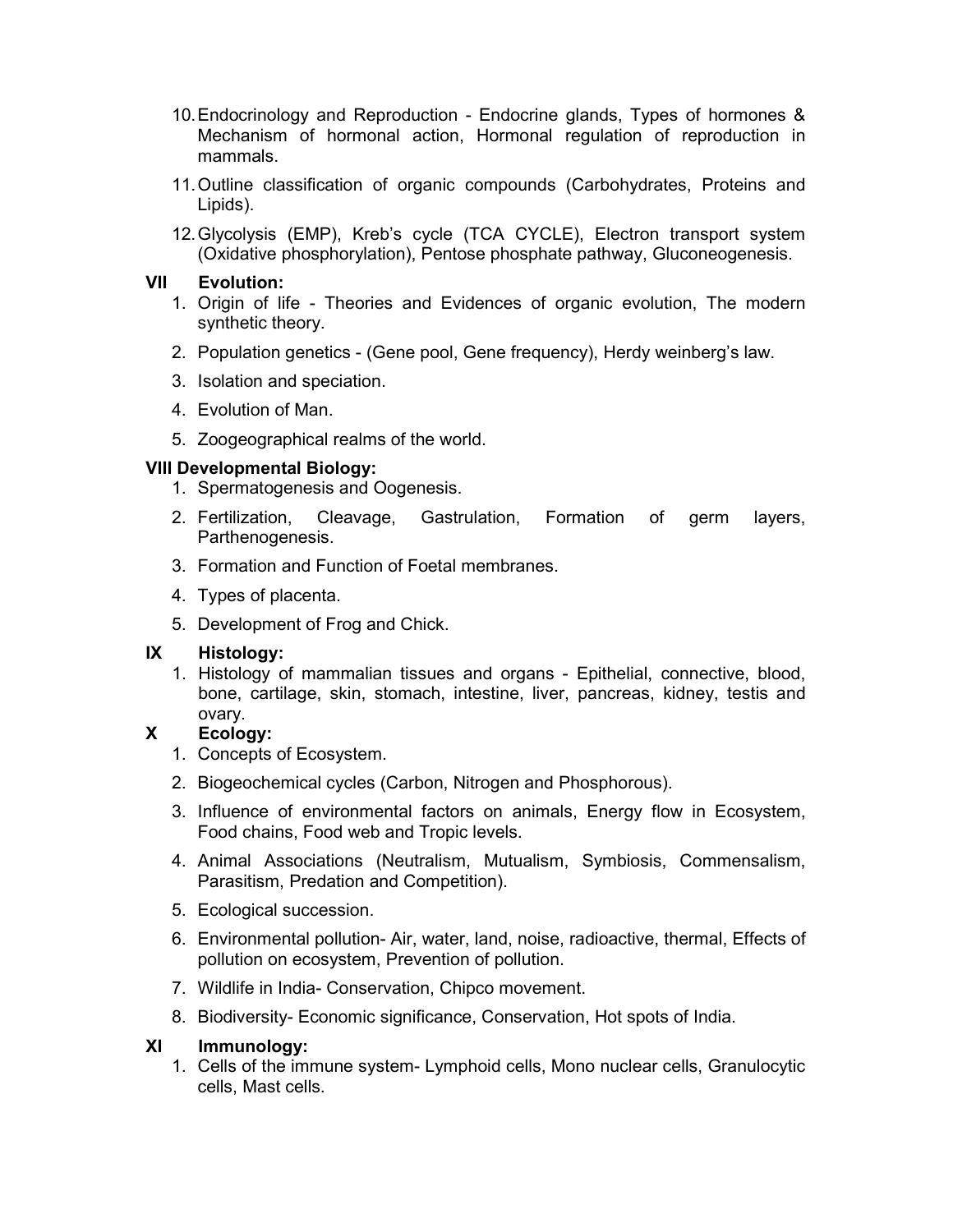10. Endocrinology and Reproduction - Endocrine glands, Types of hormones & Mechanism of hormonal action, Hormonal regulation of reproduction in mammals.

11. Outline classification of organic compounds (Carbohydrates, Proteins and Lipids).

12. Glycolysis (EMP), Kreb's cycle (TCA CYCLE), Electron transport system (Oxidative phosphorylation), Pentose phosphate pathway, Gluconeogenesis.

**VII Evolution:**

1. Origin of life - Theories and Evidences of organic evolution, The modern synthetic theory.
2. Population genetics - (Gene pool, Gene frequency), Herdy weinberg's law.
3. Isolation and speciation.
4. Evolution of Man.
5. Zoogeographical realms of the world.

**VIII Developmental Biology:**

1. Spermatogenesis and Oogenesis.
2. Fertilization, Cleavage, Gastrulation, Formation of germ layers, Parthenogenesis.
3. Formation and Function of Foetal membranes.
4. Types of placenta.
5. Development of Frog and Chick.

**IX Histology:**

1. Histology of mammalian tissues and organs - Epithelial, connective, blood, bone, cartilage, skin, stomach, intestine, liver, pancreas, kidney, testis and ovary.

**X Ecology:**

1. Concepts of Ecosystem.
2. Biogeochemical cycles (Carbon, Nitrogen and Phosphorous).
3. Influence of environmental factors on animals, Energy flow in Ecosystem, Food chains, Food web and Tropic levels.
4. Animal Associations (Neutralism, Mutualism, Symbiosis, Commensalism, Parasitism, Predation and Competition).
5. Ecological succession.
6. Environmental pollution- Air, water, land, noise, radioactive, thermal, Effects of pollution on ecosystem, Prevention of pollution.
7. Wildlife in India- Conservation, Chipco movement.
8. Biodiversity- Economic significance, Conservation, Hot spots of India.

**XI Immunology:**

1. Cells of the immune system- Lymphoid cells, Mono nuclear cells, Granulocytic cells, Mast cells.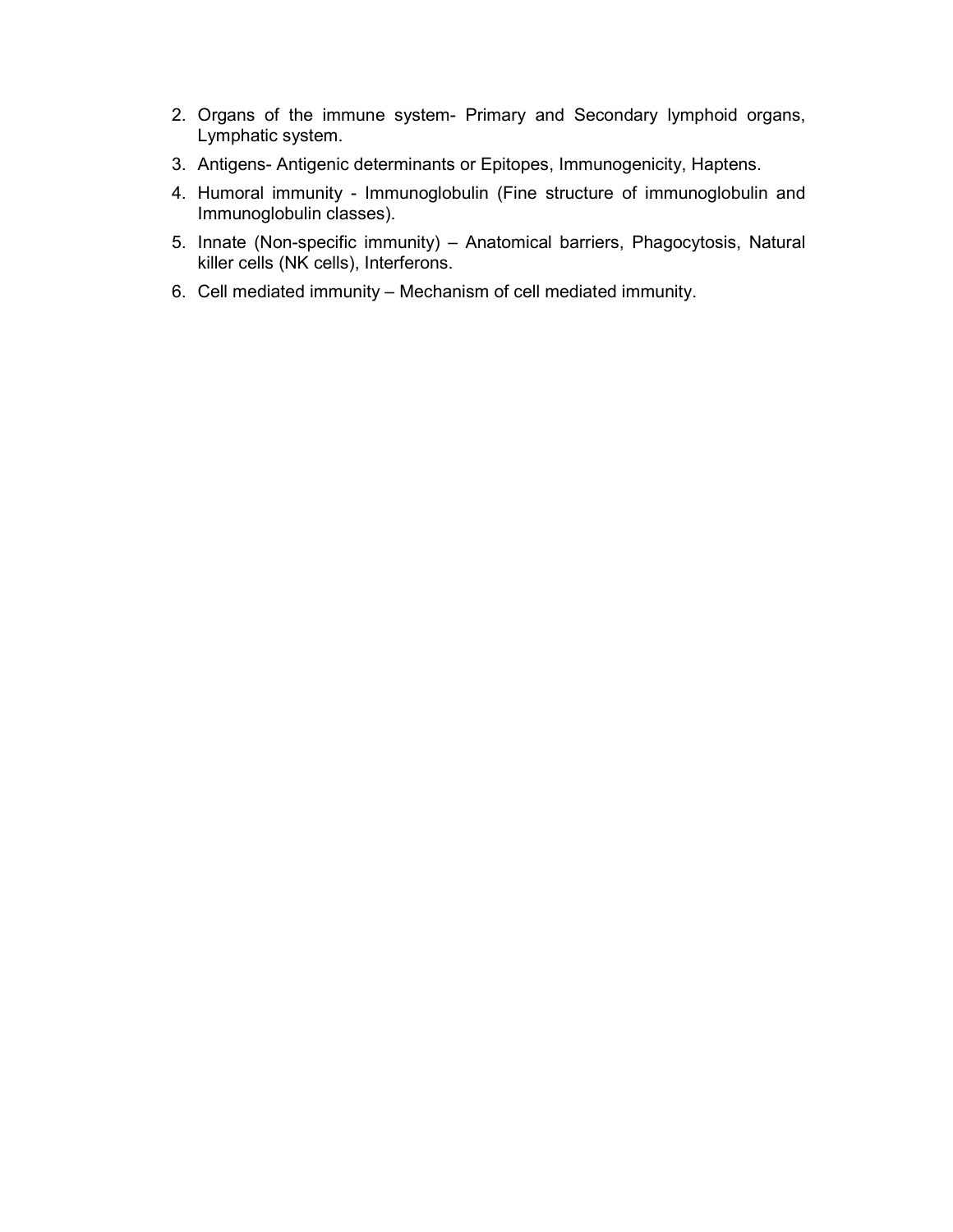2. Organs of the immune system- Primary and Secondary lymphoid organs, Lymphatic system.
3. Antigens- Antigenic determinants or Epitopes, Immunogenicity, Haptens.
4. Humoral immunity - Immunoglobulin (Fine structure of immunoglobulin and Immunoglobulin classes).
5. Innate (Non-specific immunity) – Anatomical barriers, Phagocytosis, Natural killer cells (NK cells), Interferons.
6. Cell mediated immunity – Mechanism of cell mediated immunity.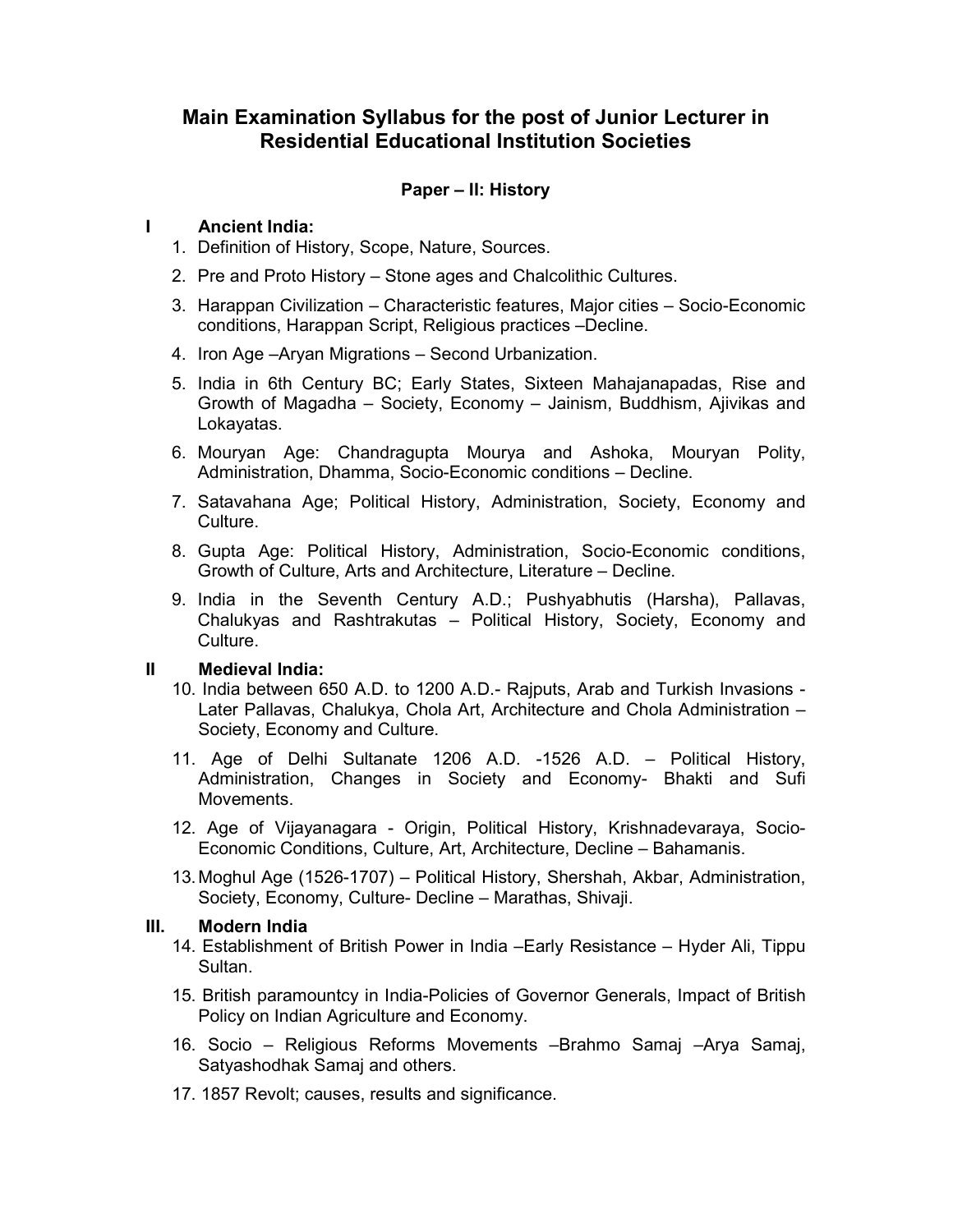# Main Examination Syllabus for the post of Junior Lecturer in Residential Educational Institution Societies

## Paper – II: History

### I Ancient India:

1. Definition of History, Scope, Nature, Sources.
2. Pre and Proto History – Stone ages and Chalcolithic Cultures.
3. Harappan Civilization – Characteristic features, Major cities – Socio-Economic conditions, Harappan Script, Religious practices –Decline.
4. Iron Age –Aryan Migrations – Second Urbanization.
5. India in 6th Century BC; Early States, Sixteen Mahajanapadas, Rise and Growth of Magadha – Society, Economy – Jainism, Buddhism, Ajivikas and Lokayatas.
6. Mouryan Age: Chandragupta Mourya and Ashoka, Mouryan Polity, Administration, Dhamma, Socio-Economic conditions – Decline.
7. Satavahana Age; Political History, Administration, Society, Economy and Culture.
8. Gupta Age: Political History, Administration, Socio-Economic conditions, Growth of Culture, Arts and Architecture, Literature – Decline.
9. India in the Seventh Century A.D.; Pushyabhutis (Harsha), Pallavas, Chalukyas and Rashtrakutas – Political History, Society, Economy and Culture.

### II Medieval India:

10. India between 650 A.D. to 1200 A.D.- Rajputs, Arab and Turkish Invasions - Later Pallavas, Chalukya, Chola Art, Architecture and Chola Administration – Society, Economy and Culture.
11. Age of Delhi Sultanate 1206 A.D. -1526 A.D. – Political History, Administration, Changes in Society and Economy- Bhakti and Sufi Movements.
12. Age of Vijayanagara - Origin, Political History, Krishnadevaraya, Socio-Economic Conditions, Culture, Art, Architecture, Decline – Bahamanis.
13. Moghul Age (1526-1707) – Political History, Shershah, Akbar, Administration, Society, Economy, Culture- Decline – Marathas, Shivaji.

### III. Modern India

14. Establishment of British Power in India –Early Resistance – Hyder Ali, Tippu Sultan.
15. British paramountcy in India-Policies of Governor Generals, Impact of British Policy on Indian Agriculture and Economy.
16. Socio – Religious Reforms Movements –Brahmo Samaj –Arya Samaj, Satyashodhak Samaj and others.
17. 1857 Revolt; causes, results and significance.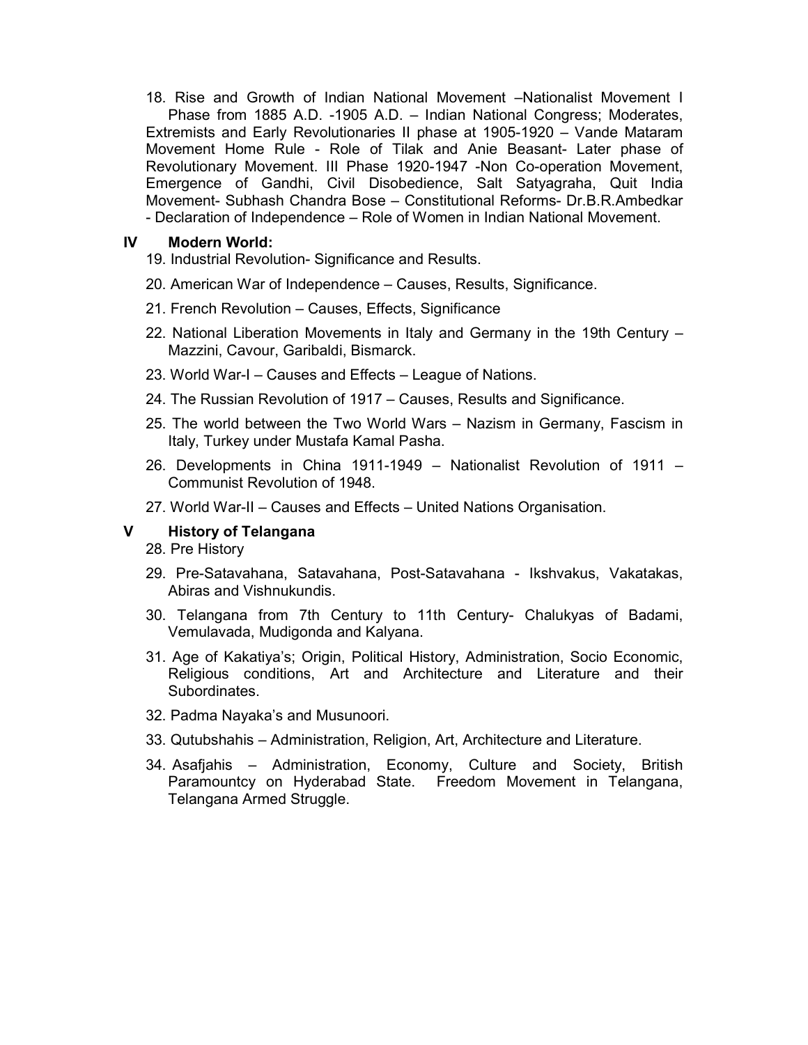18. Rise and Growth of Indian National Movement –Nationalist Movement I Phase from 1885 A.D. -1905 A.D. – Indian National Congress; Moderates, Extremists and Early Revolutionaries II phase at 1905-1920 – Vande Mataram Movement Home Rule - Role of Tilak and Anie Beasant- Later phase of Revolutionary Movement. III Phase 1920-1947 -Non Co-operation Movement, Emergence of Gandhi, Civil Disobedience, Salt Satyagraha, Quit India Movement- Subhash Chandra Bose – Constitutional Reforms- Dr.B.R.Ambedkar - Declaration of Independence – Role of Women in Indian National Movement.

**IV Modern World:**

19. Industrial Revolution- Significance and Results.
20. American War of Independence – Causes, Results, Significance.
21. French Revolution – Causes, Effects, Significance
22. National Liberation Movements in Italy and Germany in the 19th Century – Mazzini, Cavour, Garibaldi, Bismarck.
23. World War-I – Causes and Effects – League of Nations.
24. The Russian Revolution of 1917 – Causes, Results and Significance.
25. The world between the Two World Wars – Nazism in Germany, Fascism in Italy, Turkey under Mustafa Kamal Pasha.
26. Developments in China 1911-1949 – Nationalist Revolution of 1911 – Communist Revolution of 1948.
27. World War-II – Causes and Effects – United Nations Organisation.

**V History of Telangana**

28. Pre History
29. Pre-Satavahana, Satavahana, Post-Satavahana - Ikshvakus, Vakatakas, Abiras and Vishnukundis.
30. Telangana from 7th Century to 11th Century- Chalukyas of Badami, Vemulavada, Mudigonda and Kalyana.
31. Age of Kakatiya's; Origin, Political History, Administration, Socio Economic, Religious conditions, Art and Architecture and Literature and their Subordinates.
32. Padma Nayaka's and Musunoori.
33. Qutubshahis – Administration, Religion, Art, Architecture and Literature.
34. Asafjahis – Administration, Economy, Culture and Society, British Paramountcy on Hyderabad State. Freedom Movement in Telangana, Telangana Armed Struggle.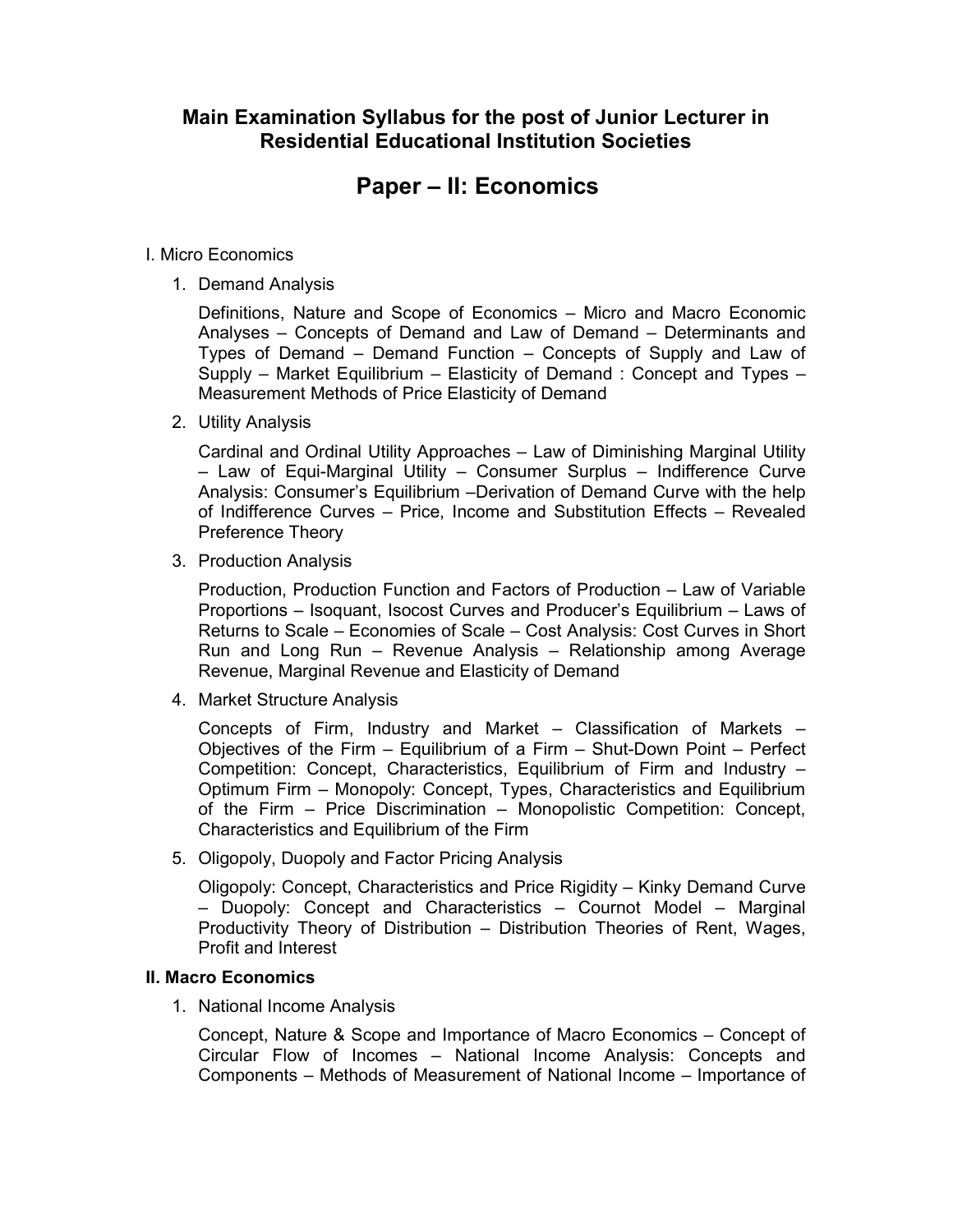# Main Examination Syllabus for the post of Junior Lecturer in Residential Educational Institution Societies

## Paper – II: Economics

I. Micro Economics

1. Demand Analysis

   Definitions, Nature and Scope of Economics – Micro and Macro Economic Analyses – Concepts of Demand and Law of Demand – Determinants and Types of Demand – Demand Function – Concepts of Supply and Law of Supply – Market Equilibrium – Elasticity of Demand : Concept and Types – Measurement Methods of Price Elasticity of Demand

2. Utility Analysis

   Cardinal and Ordinal Utility Approaches – Law of Diminishing Marginal Utility – Law of Equi-Marginal Utility – Consumer Surplus – Indifference Curve Analysis: Consumer's Equilibrium –Derivation of Demand Curve with the help of Indifference Curves – Price, Income and Substitution Effects – Revealed Preference Theory

3. Production Analysis

   Production, Production Function and Factors of Production – Law of Variable Proportions – Isoquant, Isocost Curves and Producer's Equilibrium – Laws of Returns to Scale – Economies of Scale – Cost Analysis: Cost Curves in Short Run and Long Run – Revenue Analysis – Relationship among Average Revenue, Marginal Revenue and Elasticity of Demand

4. Market Structure Analysis

   Concepts of Firm, Industry and Market – Classification of Markets – Objectives of the Firm – Equilibrium of a Firm – Shut-Down Point – Perfect Competition: Concept, Characteristics, Equilibrium of Firm and Industry – Optimum Firm – Monopoly: Concept, Types, Characteristics and Equilibrium of the Firm – Price Discrimination – Monopolistic Competition: Concept, Characteristics and Equilibrium of the Firm

5. Oligopoly, Duopoly and Factor Pricing Analysis

   Oligopoly: Concept, Characteristics and Price Rigidity – Kinky Demand Curve – Duopoly: Concept and Characteristics – Cournot Model – Marginal Productivity Theory of Distribution – Distribution Theories of Rent, Wages, Profit and Interest

**II. Macro Economics**

1. National Income Analysis

   Concept, Nature & Scope and Importance of Macro Economics – Concept of Circular Flow of Incomes – National Income Analysis: Concepts and Components – Methods of Measurement of National Income – Importance of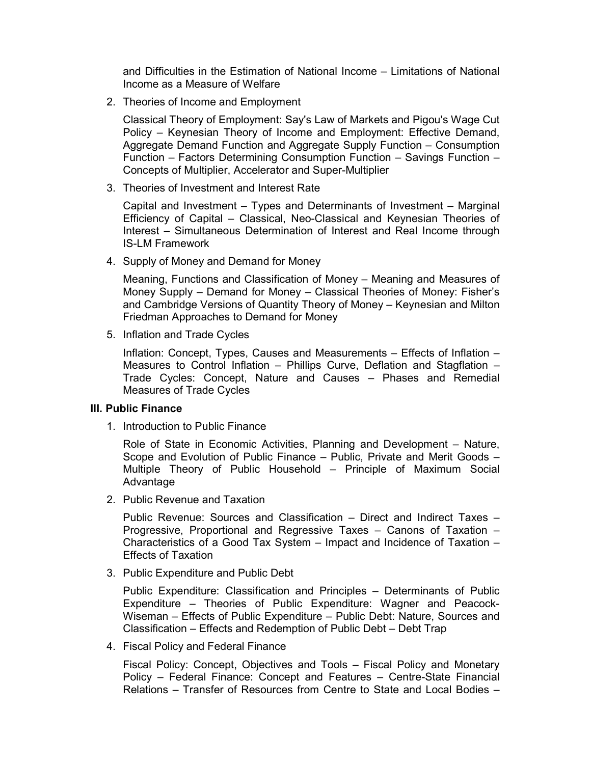and Difficulties in the Estimation of National Income – Limitations of National Income as a Measure of Welfare

2. Theories of Income and Employment

   Classical Theory of Employment: Say's Law of Markets and Pigou's Wage Cut Policy – Keynesian Theory of Income and Employment: Effective Demand, Aggregate Demand Function and Aggregate Supply Function – Consumption Function – Factors Determining Consumption Function – Savings Function – Concepts of Multiplier, Accelerator and Super-Multiplier

3. Theories of Investment and Interest Rate

   Capital and Investment – Types and Determinants of Investment – Marginal Efficiency of Capital – Classical, Neo-Classical and Keynesian Theories of Interest – Simultaneous Determination of Interest and Real Income through IS-LM Framework

4. Supply of Money and Demand for Money

   Meaning, Functions and Classification of Money – Meaning and Measures of Money Supply – Demand for Money – Classical Theories of Money: Fisher's and Cambridge Versions of Quantity Theory of Money – Keynesian and Milton Friedman Approaches to Demand for Money

5. Inflation and Trade Cycles

   Inflation: Concept, Types, Causes and Measurements – Effects of Inflation – Measures to Control Inflation – Phillips Curve, Deflation and Stagflation – Trade Cycles: Concept, Nature and Causes – Phases and Remedial Measures of Trade Cycles

### III. Public Finance

1. Introduction to Public Finance

   Role of State in Economic Activities, Planning and Development – Nature, Scope and Evolution of Public Finance – Public, Private and Merit Goods – Multiple Theory of Public Household – Principle of Maximum Social Advantage

2. Public Revenue and Taxation

   Public Revenue: Sources and Classification – Direct and Indirect Taxes – Progressive, Proportional and Regressive Taxes – Canons of Taxation – Characteristics of a Good Tax System – Impact and Incidence of Taxation – Effects of Taxation

3. Public Expenditure and Public Debt

   Public Expenditure: Classification and Principles – Determinants of Public Expenditure – Theories of Public Expenditure: Wagner and Peacock-Wiseman – Effects of Public Expenditure – Public Debt: Nature, Sources and Classification – Effects and Redemption of Public Debt – Debt Trap

4. Fiscal Policy and Federal Finance

   Fiscal Policy: Concept, Objectives and Tools – Fiscal Policy and Monetary Policy – Federal Finance: Concept and Features – Centre-State Financial Relations – Transfer of Resources from Centre to State and Local Bodies –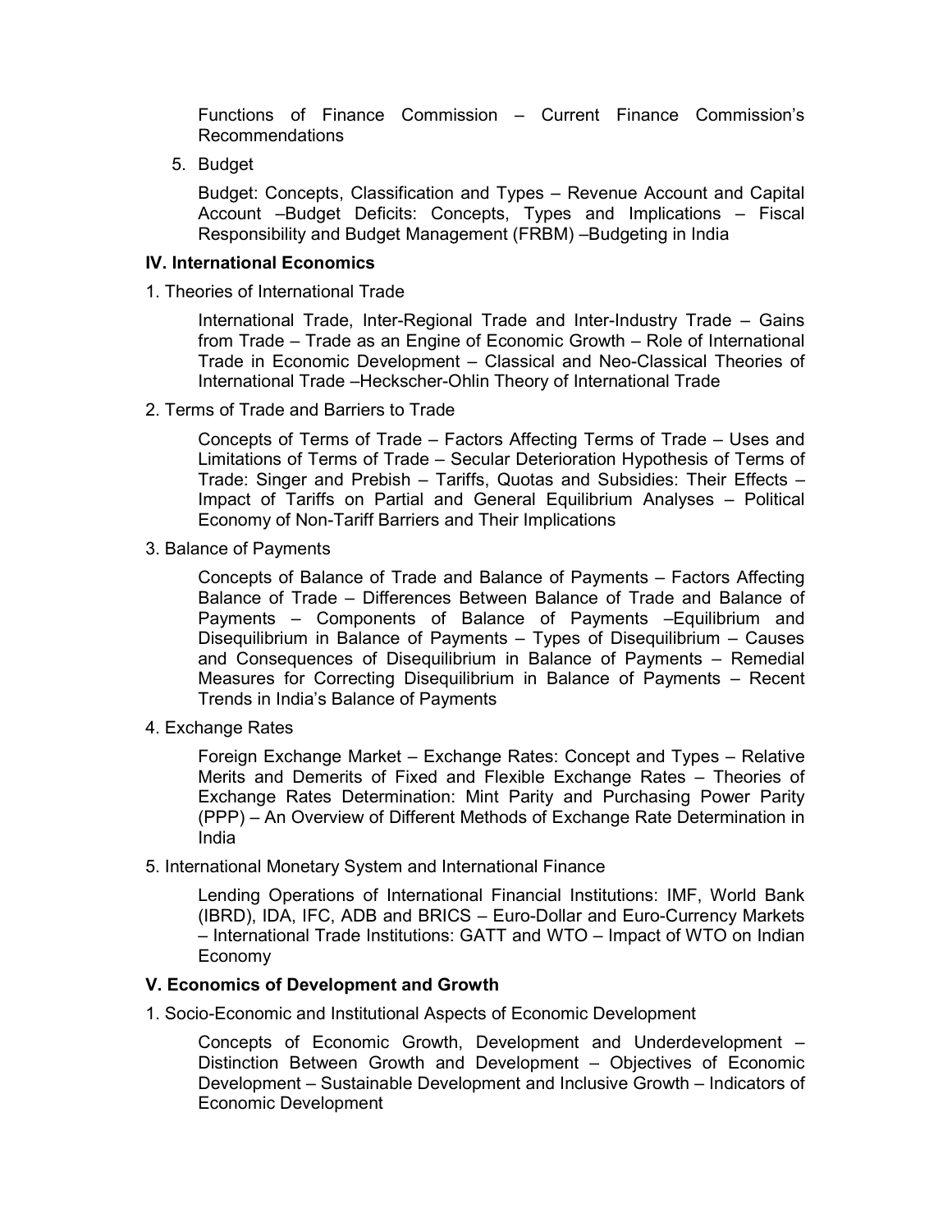Functions of Finance Commission – Current Finance Commission's Recommendations

5. Budget

   Budget: Concepts, Classification and Types – Revenue Account and Capital Account –Budget Deficits: Concepts, Types and Implications – Fiscal Responsibility and Budget Management (FRBM) –Budgeting in India

**IV. International Economics**

1. Theories of International Trade

   International Trade, Inter-Regional Trade and Inter-Industry Trade – Gains from Trade – Trade as an Engine of Economic Growth – Role of International Trade in Economic Development – Classical and Neo-Classical Theories of International Trade –Heckscher-Ohlin Theory of International Trade

2. Terms of Trade and Barriers to Trade

   Concepts of Terms of Trade – Factors Affecting Terms of Trade – Uses and Limitations of Terms of Trade – Secular Deterioration Hypothesis of Terms of Trade: Singer and Prebish – Tariffs, Quotas and Subsidies: Their Effects – Impact of Tariffs on Partial and General Equilibrium Analyses – Political Economy of Non-Tariff Barriers and Their Implications

3. Balance of Payments

   Concepts of Balance of Trade and Balance of Payments – Factors Affecting Balance of Trade – Differences Between Balance of Trade and Balance of Payments – Components of Balance of Payments –Equilibrium and Disequilibrium in Balance of Payments – Types of Disequilibrium – Causes and Consequences of Disequilibrium in Balance of Payments – Remedial Measures for Correcting Disequilibrium in Balance of Payments – Recent Trends in India's Balance of Payments

4. Exchange Rates

   Foreign Exchange Market – Exchange Rates: Concept and Types – Relative Merits and Demerits of Fixed and Flexible Exchange Rates – Theories of Exchange Rates Determination: Mint Parity and Purchasing Power Parity (PPP) – An Overview of Different Methods of Exchange Rate Determination in India

5. International Monetary System and International Finance

   Lending Operations of International Financial Institutions: IMF, World Bank (IBRD), IDA, IFC, ADB and BRICS – Euro-Dollar and Euro-Currency Markets – International Trade Institutions: GATT and WTO – Impact of WTO on Indian Economy

**V. Economics of Development and Growth**

1. Socio-Economic and Institutional Aspects of Economic Development

   Concepts of Economic Growth, Development and Underdevelopment – Distinction Between Growth and Development – Objectives of Economic Development – Sustainable Development and Inclusive Growth – Indicators of Economic Development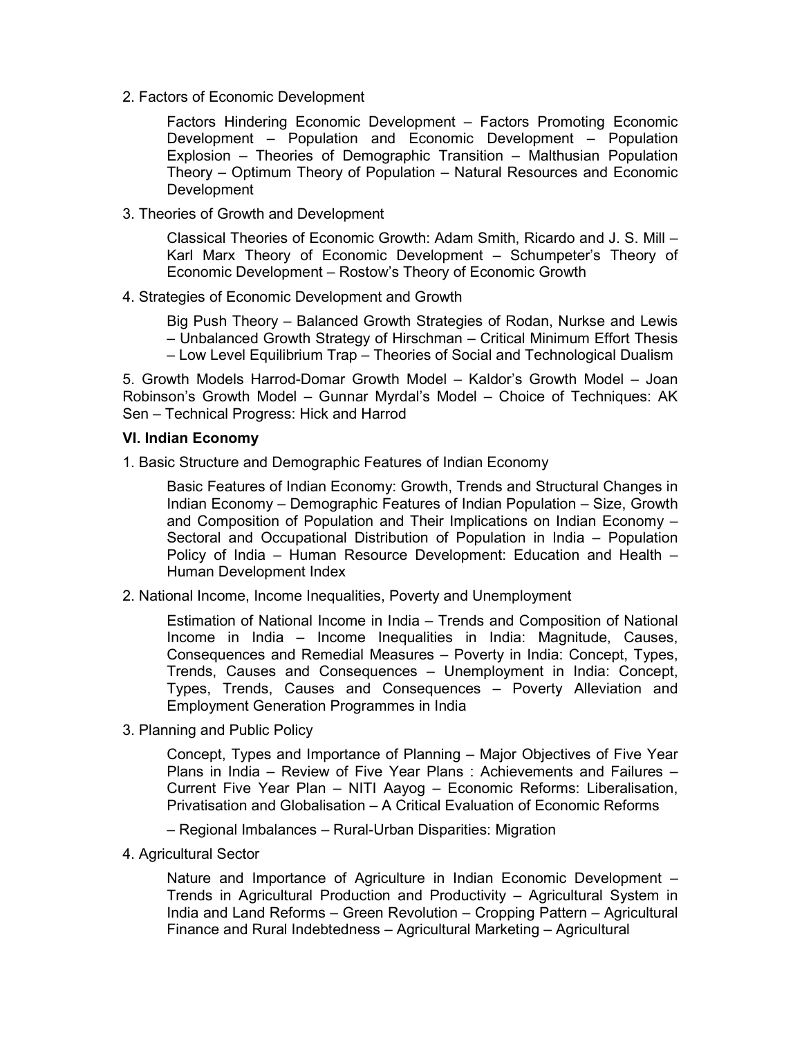2. Factors of Economic Development

Factors Hindering Economic Development – Factors Promoting Economic Development – Population and Economic Development – Population Explosion – Theories of Demographic Transition – Malthusian Population Theory – Optimum Theory of Population – Natural Resources and Economic Development

3. Theories of Growth and Development

Classical Theories of Economic Growth: Adam Smith, Ricardo and J. S. Mill – Karl Marx Theory of Economic Development – Schumpeter's Theory of Economic Development – Rostow's Theory of Economic Growth

4. Strategies of Economic Development and Growth

Big Push Theory – Balanced Growth Strategies of Rodan, Nurkse and Lewis – Unbalanced Growth Strategy of Hirschman – Critical Minimum Effort Thesis – Low Level Equilibrium Trap – Theories of Social and Technological Dualism

5. Growth Models Harrod-Domar Growth Model – Kaldor's Growth Model – Joan Robinson's Growth Model – Gunnar Myrdal's Model – Choice of Techniques: AK Sen – Technical Progress: Hick and Harrod

**VI. Indian Economy**

1. Basic Structure and Demographic Features of Indian Economy

Basic Features of Indian Economy: Growth, Trends and Structural Changes in Indian Economy – Demographic Features of Indian Population – Size, Growth and Composition of Population and Their Implications on Indian Economy – Sectoral and Occupational Distribution of Population in India – Population Policy of India – Human Resource Development: Education and Health – Human Development Index

2. National Income, Income Inequalities, Poverty and Unemployment

Estimation of National Income in India – Trends and Composition of National Income in India – Income Inequalities in India: Magnitude, Causes, Consequences and Remedial Measures – Poverty in India: Concept, Types, Trends, Causes and Consequences – Unemployment in India: Concept, Types, Trends, Causes and Consequences – Poverty Alleviation and Employment Generation Programmes in India

3. Planning and Public Policy

Concept, Types and Importance of Planning – Major Objectives of Five Year Plans in India – Review of Five Year Plans : Achievements and Failures – Current Five Year Plan – NITI Aayog – Economic Reforms: Liberalisation, Privatisation and Globalisation – A Critical Evaluation of Economic Reforms

– Regional Imbalances – Rural-Urban Disparities: Migration

4. Agricultural Sector

Nature and Importance of Agriculture in Indian Economic Development – Trends in Agricultural Production and Productivity – Agricultural System in India and Land Reforms – Green Revolution – Cropping Pattern – Agricultural Finance and Rural Indebtedness – Agricultural Marketing – Agricultural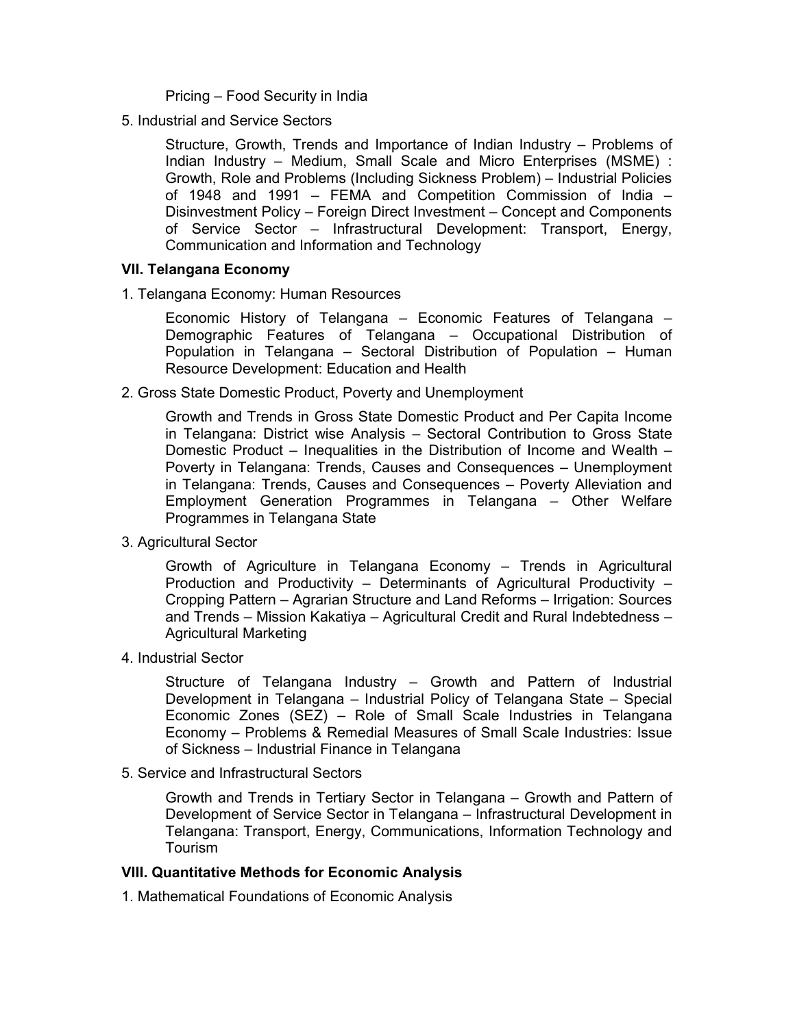Pricing – Food Security in India

5. Industrial and Service Sectors

   Structure, Growth, Trends and Importance of Indian Industry – Problems of Indian Industry – Medium, Small Scale and Micro Enterprises (MSME) : Growth, Role and Problems (Including Sickness Problem) – Industrial Policies of 1948 and 1991 – FEMA and Competition Commission of India – Disinvestment Policy – Foreign Direct Investment – Concept and Components of Service Sector – Infrastructural Development: Transport, Energy, Communication and Information and Technology

**VII. Telangana Economy**

1. Telangana Economy: Human Resources

   Economic History of Telangana – Economic Features of Telangana – Demographic Features of Telangana – Occupational Distribution of Population in Telangana – Sectoral Distribution of Population – Human Resource Development: Education and Health

2. Gross State Domestic Product, Poverty and Unemployment

   Growth and Trends in Gross State Domestic Product and Per Capita Income in Telangana: District wise Analysis – Sectoral Contribution to Gross State Domestic Product – Inequalities in the Distribution of Income and Wealth – Poverty in Telangana: Trends, Causes and Consequences – Unemployment in Telangana: Trends, Causes and Consequences – Poverty Alleviation and Employment Generation Programmes in Telangana – Other Welfare Programmes in Telangana State

3. Agricultural Sector

   Growth of Agriculture in Telangana Economy – Trends in Agricultural Production and Productivity – Determinants of Agricultural Productivity – Cropping Pattern – Agrarian Structure and Land Reforms – Irrigation: Sources and Trends – Mission Kakatiya – Agricultural Credit and Rural Indebtedness – Agricultural Marketing

4. Industrial Sector

   Structure of Telangana Industry – Growth and Pattern of Industrial Development in Telangana – Industrial Policy of Telangana State – Special Economic Zones (SEZ) – Role of Small Scale Industries in Telangana Economy – Problems & Remedial Measures of Small Scale Industries: Issue of Sickness – Industrial Finance in Telangana

5. Service and Infrastructural Sectors

   Growth and Trends in Tertiary Sector in Telangana – Growth and Pattern of Development of Service Sector in Telangana – Infrastructural Development in Telangana: Transport, Energy, Communications, Information Technology and Tourism

**VIII. Quantitative Methods for Economic Analysis**

1. Mathematical Foundations of Economic Analysis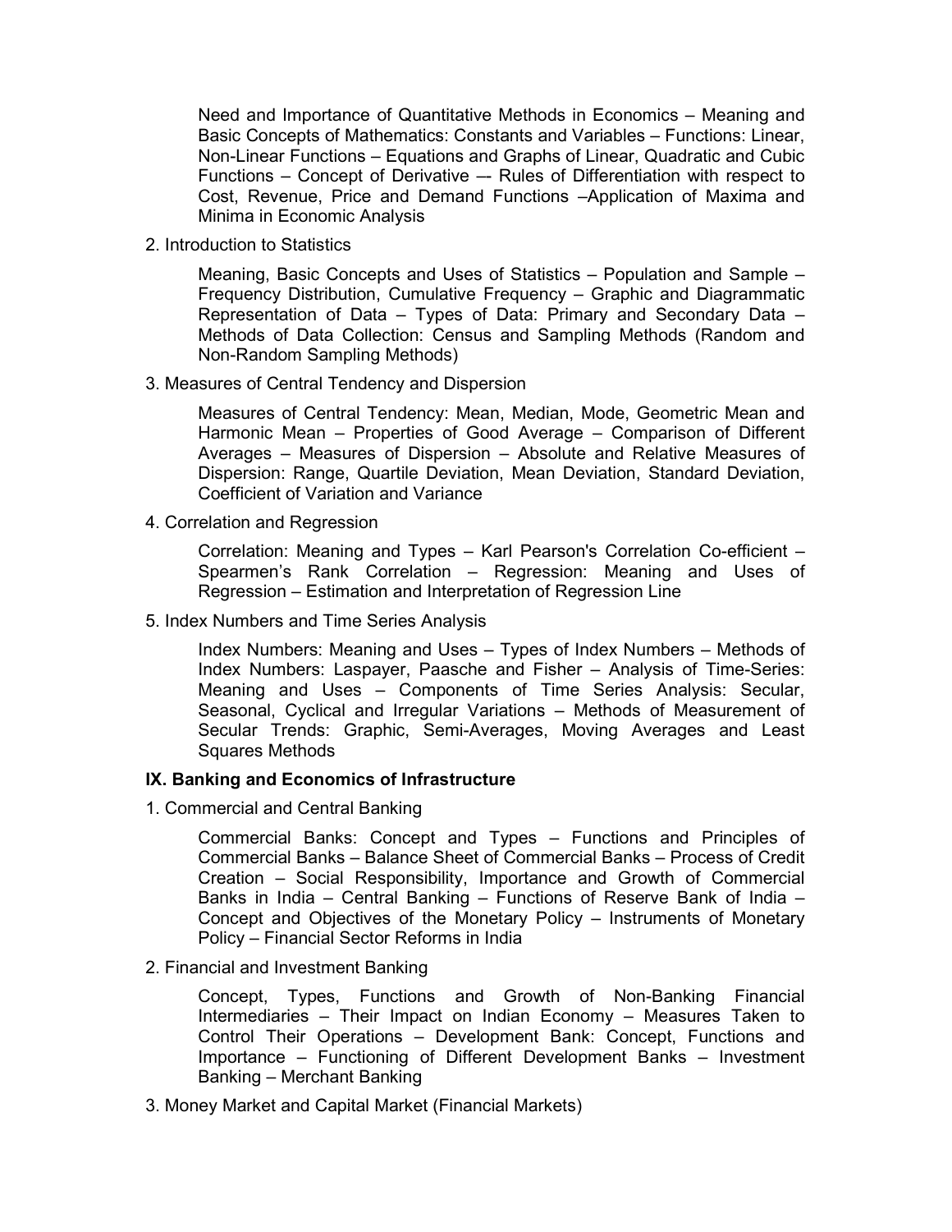Need and Importance of Quantitative Methods in Economics – Meaning and Basic Concepts of Mathematics: Constants and Variables – Functions: Linear, Non-Linear Functions – Equations and Graphs of Linear, Quadratic and Cubic Functions – Concept of Derivative –- Rules of Differentiation with respect to Cost, Revenue, Price and Demand Functions –Application of Maxima and Minima in Economic Analysis

2. Introduction to Statistics

Meaning, Basic Concepts and Uses of Statistics – Population and Sample – Frequency Distribution, Cumulative Frequency – Graphic and Diagrammatic Representation of Data – Types of Data: Primary and Secondary Data – Methods of Data Collection: Census and Sampling Methods (Random and Non-Random Sampling Methods)

3. Measures of Central Tendency and Dispersion

Measures of Central Tendency: Mean, Median, Mode, Geometric Mean and Harmonic Mean – Properties of Good Average – Comparison of Different Averages – Measures of Dispersion – Absolute and Relative Measures of Dispersion: Range, Quartile Deviation, Mean Deviation, Standard Deviation, Coefficient of Variation and Variance

4. Correlation and Regression

Correlation: Meaning and Types – Karl Pearson's Correlation Co-efficient – Spearmen's Rank Correlation – Regression: Meaning and Uses of Regression – Estimation and Interpretation of Regression Line

5. Index Numbers and Time Series Analysis

Index Numbers: Meaning and Uses – Types of Index Numbers – Methods of Index Numbers: Laspayer, Paasche and Fisher – Analysis of Time-Series: Meaning and Uses – Components of Time Series Analysis: Secular, Seasonal, Cyclical and Irregular Variations – Methods of Measurement of Secular Trends: Graphic, Semi-Averages, Moving Averages and Least Squares Methods

**IX. Banking and Economics of Infrastructure**

1. Commercial and Central Banking

Commercial Banks: Concept and Types – Functions and Principles of Commercial Banks – Balance Sheet of Commercial Banks – Process of Credit Creation – Social Responsibility, Importance and Growth of Commercial Banks in India – Central Banking – Functions of Reserve Bank of India – Concept and Objectives of the Monetary Policy – Instruments of Monetary Policy – Financial Sector Reforms in India

2. Financial and Investment Banking

Concept, Types, Functions and Growth of Non-Banking Financial Intermediaries – Their Impact on Indian Economy – Measures Taken to Control Their Operations – Development Bank: Concept, Functions and Importance – Functioning of Different Development Banks – Investment Banking – Merchant Banking

3. Money Market and Capital Market (Financial Markets)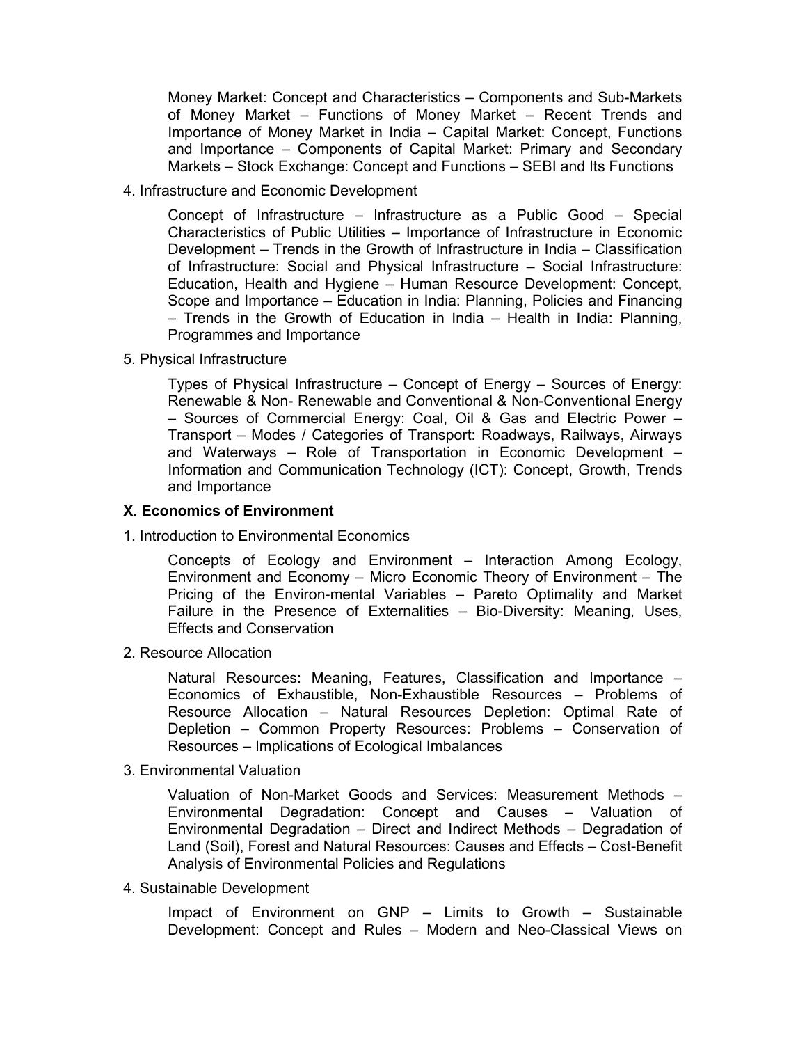Money Market: Concept and Characteristics – Components and Sub-Markets of Money Market – Functions of Money Market – Recent Trends and Importance of Money Market in India – Capital Market: Concept, Functions and Importance – Components of Capital Market: Primary and Secondary Markets – Stock Exchange: Concept and Functions – SEBI and Its Functions

4. Infrastructure and Economic Development

Concept of Infrastructure – Infrastructure as a Public Good – Special Characteristics of Public Utilities – Importance of Infrastructure in Economic Development – Trends in the Growth of Infrastructure in India – Classification of Infrastructure: Social and Physical Infrastructure – Social Infrastructure: Education, Health and Hygiene – Human Resource Development: Concept, Scope and Importance – Education in India: Planning, Policies and Financing – Trends in the Growth of Education in India – Health in India: Planning, Programmes and Importance

5. Physical Infrastructure

Types of Physical Infrastructure – Concept of Energy – Sources of Energy: Renewable & Non- Renewable and Conventional & Non-Conventional Energy – Sources of Commercial Energy: Coal, Oil & Gas and Electric Power – Transport – Modes / Categories of Transport: Roadways, Railways, Airways and Waterways – Role of Transportation in Economic Development – Information and Communication Technology (ICT): Concept, Growth, Trends and Importance

**X. Economics of Environment**

1. Introduction to Environmental Economics

Concepts of Ecology and Environment – Interaction Among Ecology, Environment and Economy – Micro Economic Theory of Environment – The Pricing of the Environ-mental Variables – Pareto Optimality and Market Failure in the Presence of Externalities – Bio-Diversity: Meaning, Uses, Effects and Conservation

2. Resource Allocation

Natural Resources: Meaning, Features, Classification and Importance – Economics of Exhaustible, Non-Exhaustible Resources – Problems of Resource Allocation – Natural Resources Depletion: Optimal Rate of Depletion – Common Property Resources: Problems – Conservation of Resources – Implications of Ecological Imbalances

3. Environmental Valuation

Valuation of Non-Market Goods and Services: Measurement Methods – Environmental Degradation: Concept and Causes – Valuation of Environmental Degradation – Direct and Indirect Methods – Degradation of Land (Soil), Forest and Natural Resources: Causes and Effects – Cost-Benefit Analysis of Environmental Policies and Regulations

4. Sustainable Development

Impact of Environment on GNP – Limits to Growth – Sustainable Development: Concept and Rules – Modern and Neo-Classical Views on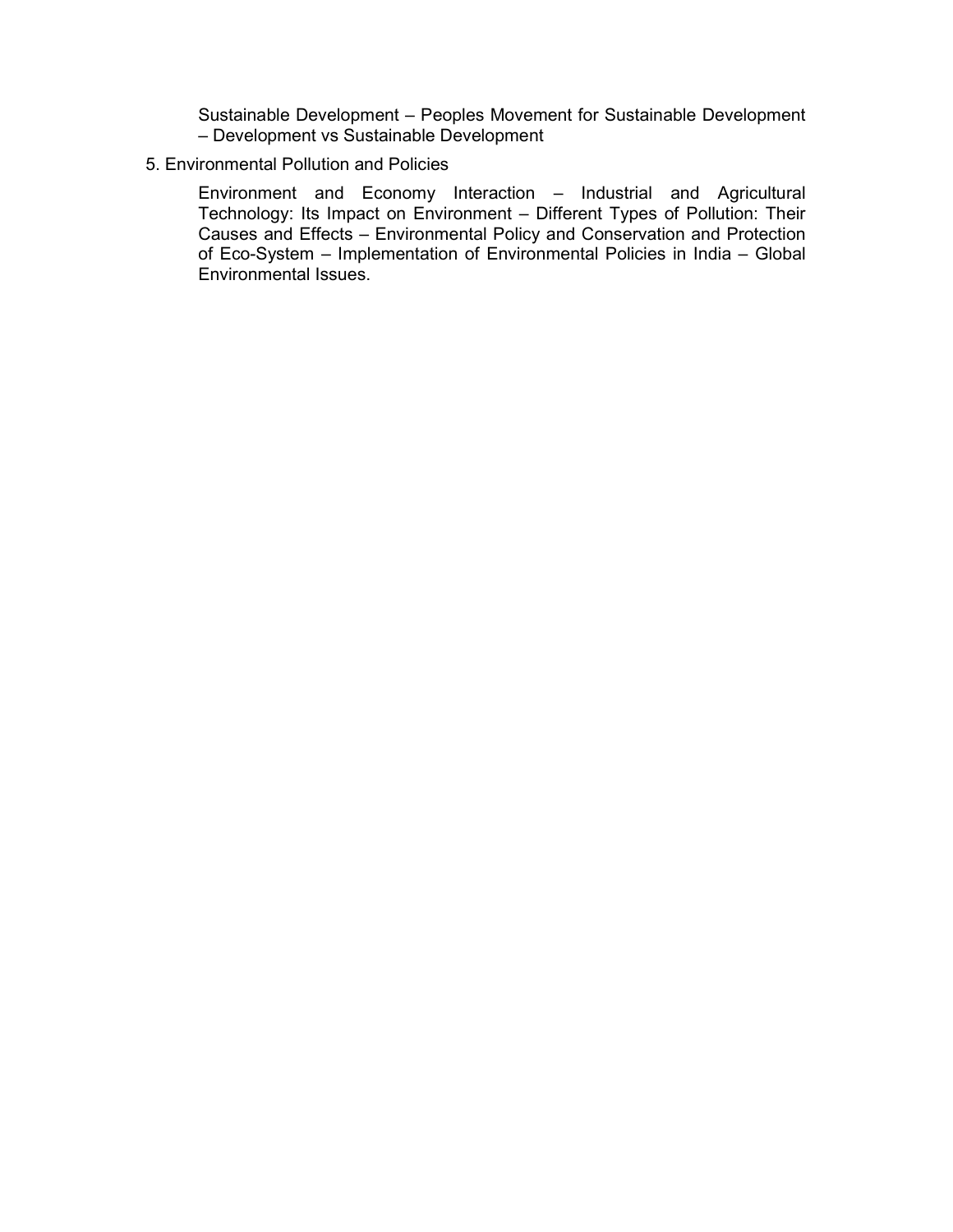Sustainable Development – Peoples Movement for Sustainable Development – Development vs Sustainable Development

5. Environmental Pollution and Policies

   Environment and Economy Interaction – Industrial and Agricultural Technology: Its Impact on Environment – Different Types of Pollution: Their Causes and Effects – Environmental Policy and Conservation and Protection of Eco-System – Implementation of Environmental Policies in India – Global Environmental Issues.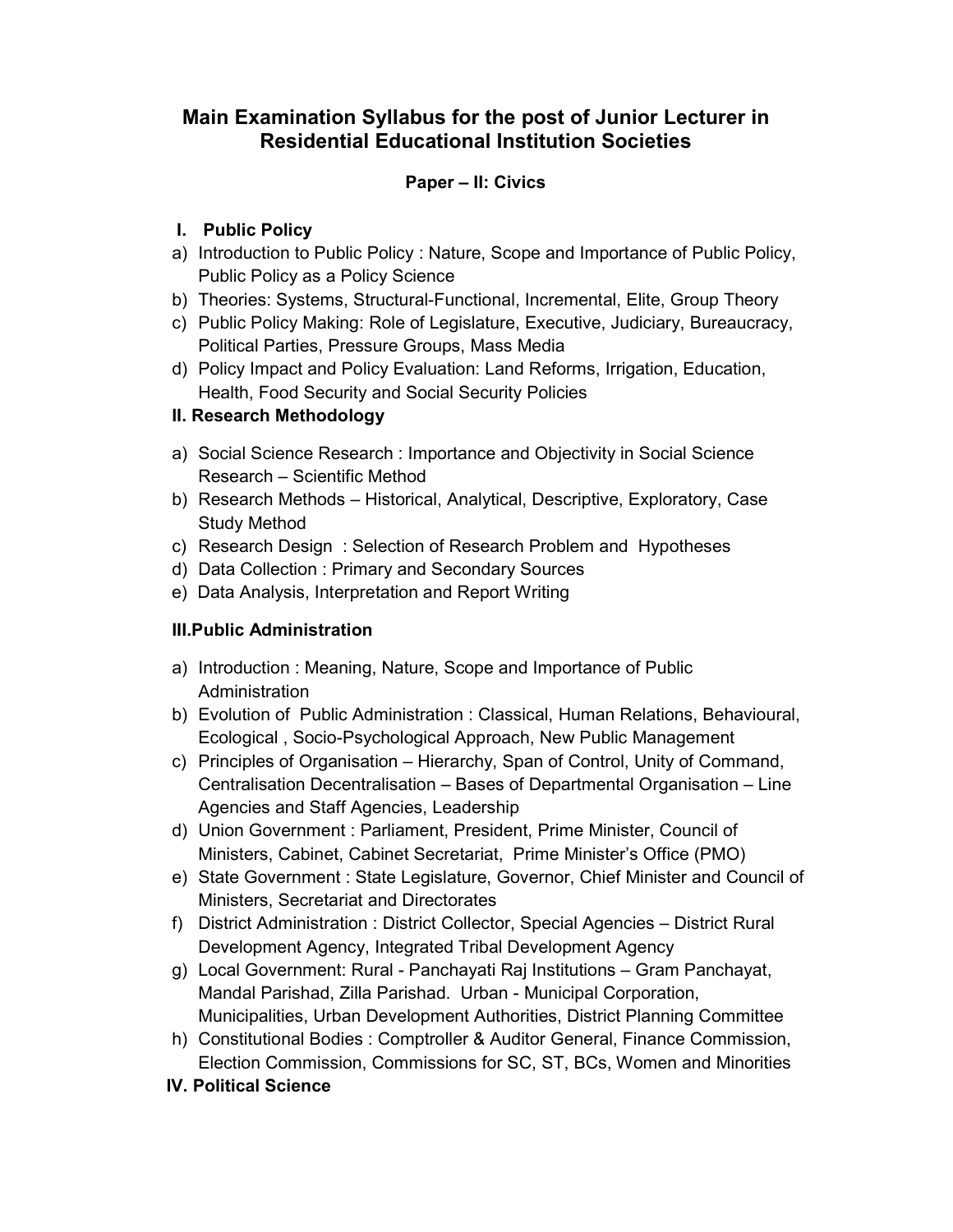# Main Examination Syllabus for the post of Junior Lecturer in Residential Educational Institution Societies

## Paper – II: Civics

### I. Public Policy

a) Introduction to Public Policy : Nature, Scope and Importance of Public Policy, Public Policy as a Policy Science
b) Theories: Systems, Structural-Functional, Incremental, Elite, Group Theory
c) Public Policy Making: Role of Legislature, Executive, Judiciary, Bureaucracy, Political Parties, Pressure Groups, Mass Media
d) Policy Impact and Policy Evaluation: Land Reforms, Irrigation, Education, Health, Food Security and Social Security Policies

### II. Research Methodology

a) Social Science Research : Importance and Objectivity in Social Science Research – Scientific Method
b) Research Methods – Historical, Analytical, Descriptive, Exploratory, Case Study Method
c) Research Design : Selection of Research Problem and Hypotheses
d) Data Collection : Primary and Secondary Sources
e) Data Analysis, Interpretation and Report Writing

### III. Public Administration

a) Introduction : Meaning, Nature, Scope and Importance of Public Administration
b) Evolution of Public Administration : Classical, Human Relations, Behavioural, Ecological , Socio-Psychological Approach, New Public Management
c) Principles of Organisation – Hierarchy, Span of Control, Unity of Command, Centralisation Decentralisation – Bases of Departmental Organisation – Line Agencies and Staff Agencies, Leadership
d) Union Government : Parliament, President, Prime Minister, Council of Ministers, Cabinet, Cabinet Secretariat, Prime Minister's Office (PMO)
e) State Government : State Legislature, Governor, Chief Minister and Council of Ministers, Secretariat and Directorates
f) District Administration : District Collector, Special Agencies – District Rural Development Agency, Integrated Tribal Development Agency
g) Local Government: Rural - Panchayati Raj Institutions – Gram Panchayat, Mandal Parishad, Zilla Parishad. Urban - Municipal Corporation, Municipalities, Urban Development Authorities, District Planning Committee
h) Constitutional Bodies : Comptroller & Auditor General, Finance Commission, Election Commission, Commissions for SC, ST, BCs, Women and Minorities

### IV. Political Science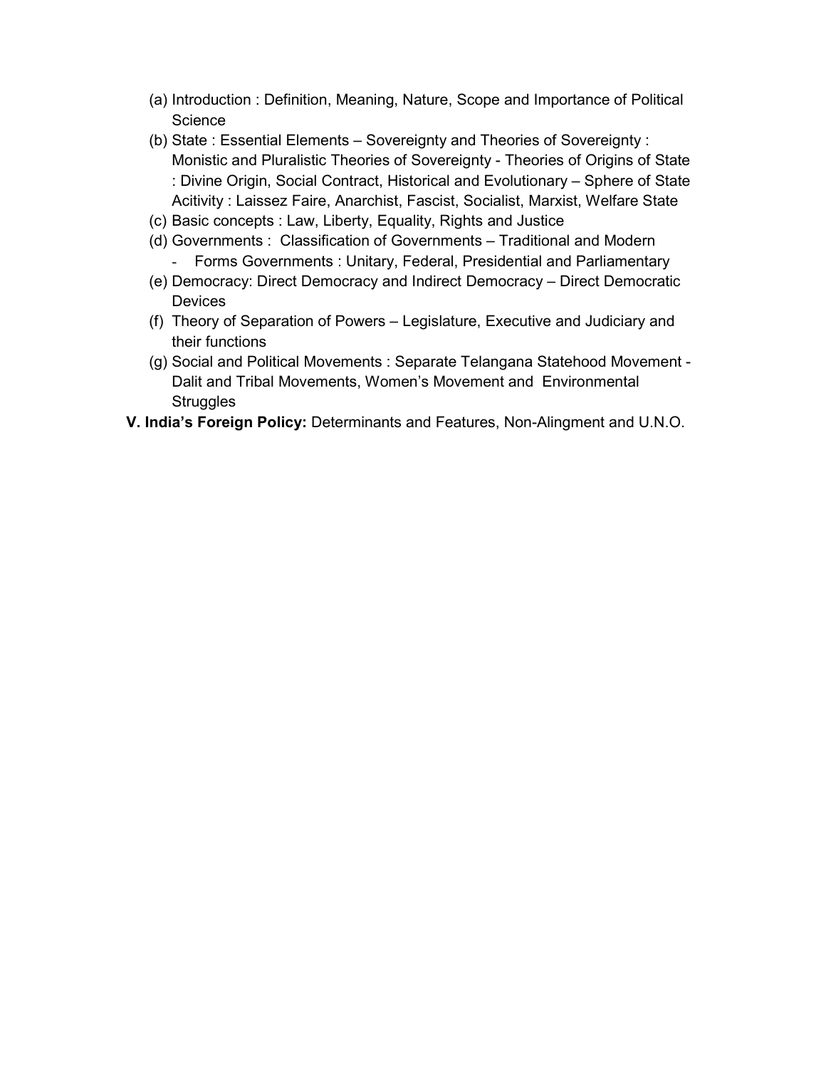(a) Introduction : Definition, Meaning, Nature, Scope and Importance of Political Science

(b) State : Essential Elements – Sovereignty and Theories of Sovereignty : Monistic and Pluralistic Theories of Sovereignty - Theories of Origins of State : Divine Origin, Social Contract, Historical and Evolutionary – Sphere of State Acitivity : Laissez Faire, Anarchist, Fascist, Socialist, Marxist, Welfare State

(c) Basic concepts : Law, Liberty, Equality, Rights and Justice

(d) Governments : Classification of Governments – Traditional and Modern
   - Forms Governments : Unitary, Federal, Presidential and Parliamentary

(e) Democracy: Direct Democracy and Indirect Democracy – Direct Democratic Devices

(f) Theory of Separation of Powers – Legislature, Executive and Judiciary and their functions

(g) Social and Political Movements : Separate Telangana Statehood Movement - Dalit and Tribal Movements, Women's Movement and Environmental Struggles

**V. India's Foreign Policy:** Determinants and Features, Non-Alingment and U.N.O.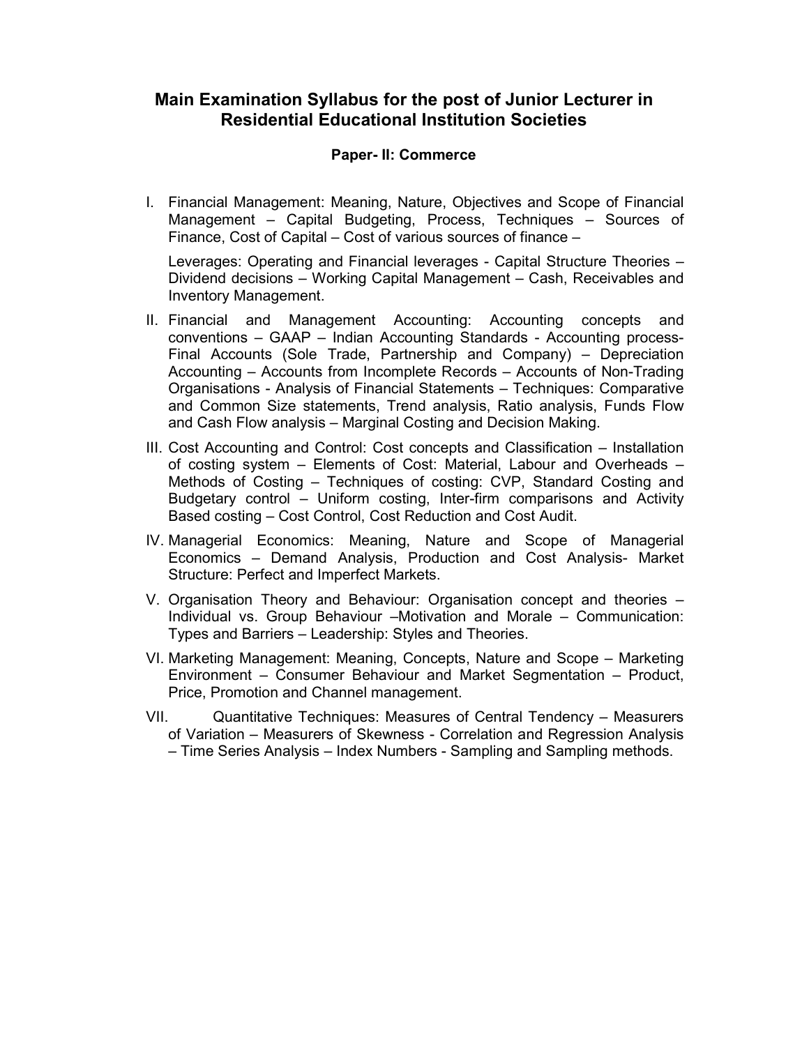# Main Examination Syllabus for the post of Junior Lecturer in Residential Educational Institution Societies

## Paper- II: Commerce

I. Financial Management: Meaning, Nature, Objectives and Scope of Financial Management – Capital Budgeting, Process, Techniques – Sources of Finance, Cost of Capital – Cost of various sources of finance –

   Leverages: Operating and Financial leverages - Capital Structure Theories – Dividend decisions – Working Capital Management – Cash, Receivables and Inventory Management.

II. Financial and Management Accounting: Accounting concepts and conventions – GAAP – Indian Accounting Standards - Accounting process-Final Accounts (Sole Trade, Partnership and Company) – Depreciation Accounting – Accounts from Incomplete Records – Accounts of Non-Trading Organisations - Analysis of Financial Statements – Techniques: Comparative and Common Size statements, Trend analysis, Ratio analysis, Funds Flow and Cash Flow analysis – Marginal Costing and Decision Making.

III. Cost Accounting and Control: Cost concepts and Classification – Installation of costing system – Elements of Cost: Material, Labour and Overheads – Methods of Costing – Techniques of costing: CVP, Standard Costing and Budgetary control – Uniform costing, Inter-firm comparisons and Activity Based costing – Cost Control, Cost Reduction and Cost Audit.

IV. Managerial Economics: Meaning, Nature and Scope of Managerial Economics – Demand Analysis, Production and Cost Analysis- Market Structure: Perfect and Imperfect Markets.

V. Organisation Theory and Behaviour: Organisation concept and theories – Individual vs. Group Behaviour –Motivation and Morale – Communication: Types and Barriers – Leadership: Styles and Theories.

VI. Marketing Management: Meaning, Concepts, Nature and Scope – Marketing Environment – Consumer Behaviour and Market Segmentation – Product, Price, Promotion and Channel management.

VII. Quantitative Techniques: Measures of Central Tendency – Measurers of Variation – Measurers of Skewness - Correlation and Regression Analysis – Time Series Analysis – Index Numbers - Sampling and Sampling methods.